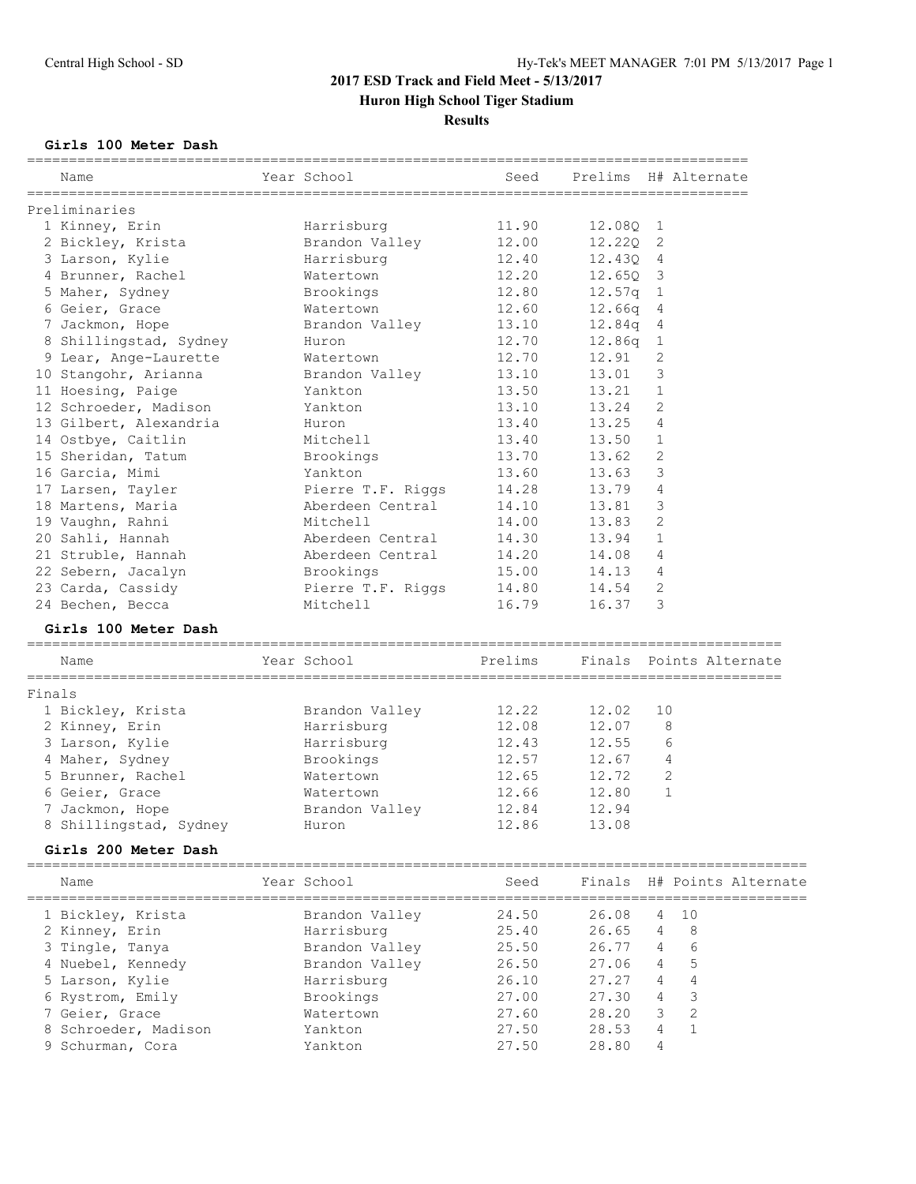# 2017 ESD Track and Field Meet - 5/13/2017

## Huron High School Tiger Stadium

## Results

### Girls 100 Meter Dash

**Preliminaries**

| | Name | Year | School | Seed | Prelims | H# | Alternate |
|---|---|---|---|---|---|---|---|
| 1 | Kinney, Erin | | Harrisburg | 11.90 | 12.08Q | 1 | |
| 2 | Bickley, Krista | | Brandon Valley | 12.00 | 12.22Q | 2 | |
| 3 | Larson, Kylie | | Harrisburg | 12.40 | 12.43Q | 4 | |
| 4 | Brunner, Rachel | | Watertown | 12.20 | 12.65Q | 3 | |
| 5 | Maher, Sydney | | Brookings | 12.80 | 12.57q | 1 | |
| 6 | Geier, Grace | | Watertown | 12.60 | 12.66q | 4 | |
| 7 | Jackmon, Hope | | Brandon Valley | 13.10 | 12.84q | 4 | |
| 8 | Shillingstad, Sydney | | Huron | 12.70 | 12.86q | 1 | |
| 9 | Lear, Ange-Laurette | | Watertown | 12.70 | 12.91 | 2 | |
| 10 | Stangohr, Arianna | | Brandon Valley | 13.10 | 13.01 | 3 | |
| 11 | Hoesing, Paige | | Yankton | 13.50 | 13.21 | 1 | |
| 12 | Schroeder, Madison | | Yankton | 13.10 | 13.24 | 2 | |
| 13 | Gilbert, Alexandria | | Huron | 13.40 | 13.25 | 4 | |
| 14 | Ostbye, Caitlin | | Mitchell | 13.40 | 13.50 | 1 | |
| 15 | Sheridan, Tatum | | Brookings | 13.70 | 13.62 | 2 | |
| 16 | Garcia, Mimi | | Yankton | 13.60 | 13.63 | 3 | |
| 17 | Larsen, Tayler | | Pierre T.F. Riggs | 14.28 | 13.79 | 4 | |
| 18 | Martens, Maria | | Aberdeen Central | 14.10 | 13.81 | 3 | |
| 19 | Vaughn, Rahni | | Mitchell | 14.00 | 13.83 | 2 | |
| 20 | Sahli, Hannah | | Aberdeen Central | 14.30 | 13.94 | 1 | |
| 21 | Struble, Hannah | | Aberdeen Central | 14.20 | 14.08 | 4 | |
| 22 | Sebern, Jacalyn | | Brookings | 15.00 | 14.13 | 4 | |
| 23 | Carda, Cassidy | | Pierre T.F. Riggs | 14.80 | 14.54 | 2 | |
| 24 | Bechen, Becca | | Mitchell | 16.79 | 16.37 | 3 | |

### Girls 100 Meter Dash

**Finals**

| | Name | Year | School | Prelims | Finals | Points | Alternate |
|---|---|---|---|---|---|---|---|
| 1 | Bickley, Krista | | Brandon Valley | 12.22 | 12.02 | 10 | |
| 2 | Kinney, Erin | | Harrisburg | 12.08 | 12.07 | 8 | |
| 3 | Larson, Kylie | | Harrisburg | 12.43 | 12.55 | 6 | |
| 4 | Maher, Sydney | | Brookings | 12.57 | 12.67 | 4 | |
| 5 | Brunner, Rachel | | Watertown | 12.65 | 12.72 | 2 | |
| 6 | Geier, Grace | | Watertown | 12.66 | 12.80 | 1 | |
| 7 | Jackmon, Hope | | Brandon Valley | 12.84 | 12.94 | | |
| 8 | Shillingstad, Sydney | | Huron | 12.86 | 13.08 | | |

### Girls 200 Meter Dash

| | Name | Year | School | Seed | Finals | H# | Points | Alternate |
|---|---|---|---|---|---|---|---|---|
| 1 | Bickley, Krista | | Brandon Valley | 24.50 | 26.08 | 4 | 10 | |
| 2 | Kinney, Erin | | Harrisburg | 25.40 | 26.65 | 4 | 8 | |
| 3 | Tingle, Tanya | | Brandon Valley | 25.50 | 26.77 | 4 | 6 | |
| 4 | Nuebel, Kennedy | | Brandon Valley | 26.50 | 27.06 | 4 | 5 | |
| 5 | Larson, Kylie | | Harrisburg | 26.10 | 27.27 | 4 | 4 | |
| 6 | Rystrom, Emily | | Brookings | 27.00 | 27.30 | 4 | 3 | |
| 7 | Geier, Grace | | Watertown | 27.60 | 28.20 | 3 | 2 | |
| 8 | Schroeder, Madison | | Yankton | 27.50 | 28.53 | 4 | 1 | |
| 9 | Schurman, Cora | | Yankton | 27.50 | 28.80 | 4 | | |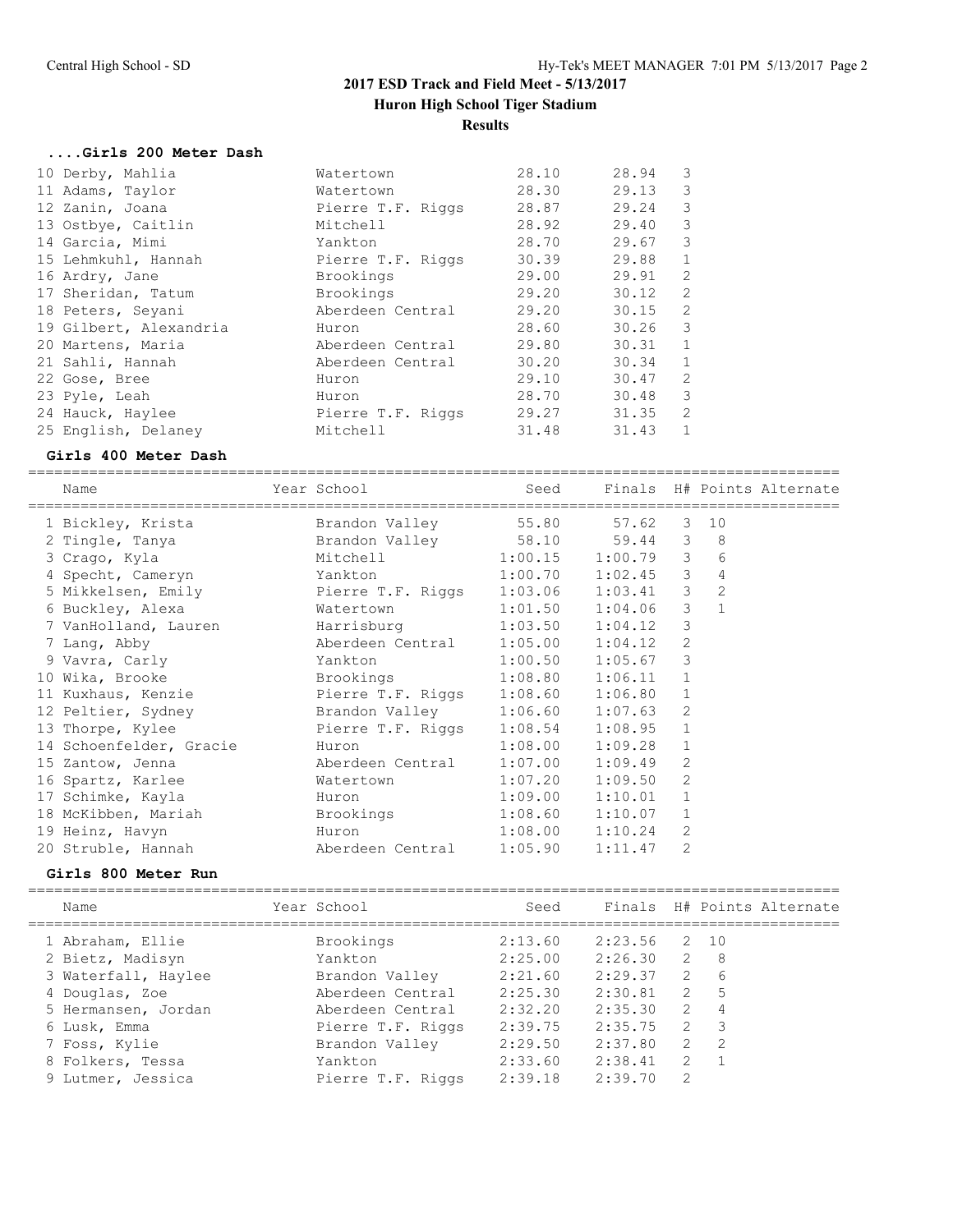## 2017 ESD Track and Field Meet - 5/13/2017

### Huron High School Tiger Stadium

### Results

#### ....Girls 200 Meter Dash

| Place | Name | School | Seed | Finals | H# |
|---|---|---|---|---|---|
| 10 | Derby, Mahlia | Watertown | 28.10 | 28.94 | 3 |
| 11 | Adams, Taylor | Watertown | 28.30 | 29.13 | 3 |
| 12 | Zanin, Joana | Pierre T.F. Riggs | 28.87 | 29.24 | 3 |
| 13 | Ostbye, Caitlin | Mitchell | 28.92 | 29.40 | 3 |
| 14 | Garcia, Mimi | Yankton | 28.70 | 29.67 | 3 |
| 15 | Lehmkuhl, Hannah | Pierre T.F. Riggs | 30.39 | 29.88 | 1 |
| 16 | Ardry, Jane | Brookings | 29.00 | 29.91 | 2 |
| 17 | Sheridan, Tatum | Brookings | 29.20 | 30.12 | 2 |
| 18 | Peters, Seyani | Aberdeen Central | 29.20 | 30.15 | 2 |
| 19 | Gilbert, Alexandria | Huron | 28.60 | 30.26 | 3 |
| 20 | Martens, Maria | Aberdeen Central | 29.80 | 30.31 | 1 |
| 21 | Sahli, Hannah | Aberdeen Central | 30.20 | 30.34 | 1 |
| 22 | Gose, Bree | Huron | 29.10 | 30.47 | 2 |
| 23 | Pyle, Leah | Huron | 28.70 | 30.48 | 3 |
| 24 | Hauck, Haylee | Pierre T.F. Riggs | 29.27 | 31.35 | 2 |
| 25 | English, Delaney | Mitchell | 31.48 | 31.43 | 1 |

#### Girls 400 Meter Dash

| Place | Name | Year | School | Seed | Finals | H# | Points | Alternate |
|---|---|---|---|---|---|---|---|---|
| 1 | Bickley, Krista | | Brandon Valley | 55.80 | 57.62 | 3 | 10 | |
| 2 | Tingle, Tanya | | Brandon Valley | 58.10 | 59.44 | 3 | 8 | |
| 3 | Crago, Kyla | | Mitchell | 1:00.15 | 1:00.79 | 3 | 6 | |
| 4 | Specht, Cameryn | | Yankton | 1:00.70 | 1:02.45 | 3 | 4 | |
| 5 | Mikkelsen, Emily | | Pierre T.F. Riggs | 1:03.06 | 1:03.41 | 3 | 2 | |
| 6 | Buckley, Alexa | | Watertown | 1:01.50 | 1:04.06 | 3 | 1 | |
| 7 | VanHolland, Lauren | | Harrisburg | 1:03.50 | 1:04.12 | 3 | | |
| 7 | Lang, Abby | | Aberdeen Central | 1:05.00 | 1:04.12 | 2 | | |
| 9 | Vavra, Carly | | Yankton | 1:00.50 | 1:05.67 | 3 | | |
| 10 | Wika, Brooke | | Brookings | 1:08.80 | 1:06.11 | 1 | | |
| 11 | Kuxhaus, Kenzie | | Pierre T.F. Riggs | 1:08.60 | 1:06.80 | 1 | | |
| 12 | Peltier, Sydney | | Brandon Valley | 1:06.60 | 1:07.63 | 2 | | |
| 13 | Thorpe, Kylee | | Pierre T.F. Riggs | 1:08.54 | 1:08.95 | 1 | | |
| 14 | Schoenfelder, Gracie | | Huron | 1:08.00 | 1:09.28 | 1 | | |
| 15 | Zantow, Jenna | | Aberdeen Central | 1:07.00 | 1:09.49 | 2 | | |
| 16 | Spartz, Karlee | | Watertown | 1:07.20 | 1:09.50 | 2 | | |
| 17 | Schimke, Kayla | | Huron | 1:09.00 | 1:10.01 | 1 | | |
| 18 | McKibben, Mariah | | Brookings | 1:08.60 | 1:10.07 | 1 | | |
| 19 | Heinz, Havyn | | Huron | 1:08.00 | 1:10.24 | 2 | | |
| 20 | Struble, Hannah | | Aberdeen Central | 1:05.90 | 1:11.47 | 2 | | |

#### Girls 800 Meter Run

| Place | Name | Year | School | Seed | Finals | H# | Points | Alternate |
|---|---|---|---|---|---|---|---|---|
| 1 | Abraham, Ellie | | Brookings | 2:13.60 | 2:23.56 | 2 | 10 | |
| 2 | Bietz, Madisyn | | Yankton | 2:25.00 | 2:26.30 | 2 | 8 | |
| 3 | Waterfall, Haylee | | Brandon Valley | 2:21.60 | 2:29.37 | 2 | 6 | |
| 4 | Douglas, Zoe | | Aberdeen Central | 2:25.30 | 2:30.81 | 2 | 5 | |
| 5 | Hermansen, Jordan | | Aberdeen Central | 2:32.20 | 2:35.30 | 2 | 4 | |
| 6 | Lusk, Emma | | Pierre T.F. Riggs | 2:39.75 | 2:35.75 | 2 | 3 | |
| 7 | Foss, Kylie | | Brandon Valley | 2:29.50 | 2:37.80 | 2 | 2 | |
| 8 | Folkers, Tessa | | Yankton | 2:33.60 | 2:38.41 | 2 | 1 | |
| 9 | Lutmer, Jessica | | Pierre T.F. Riggs | 2:39.18 | 2:39.70 | 2 | | |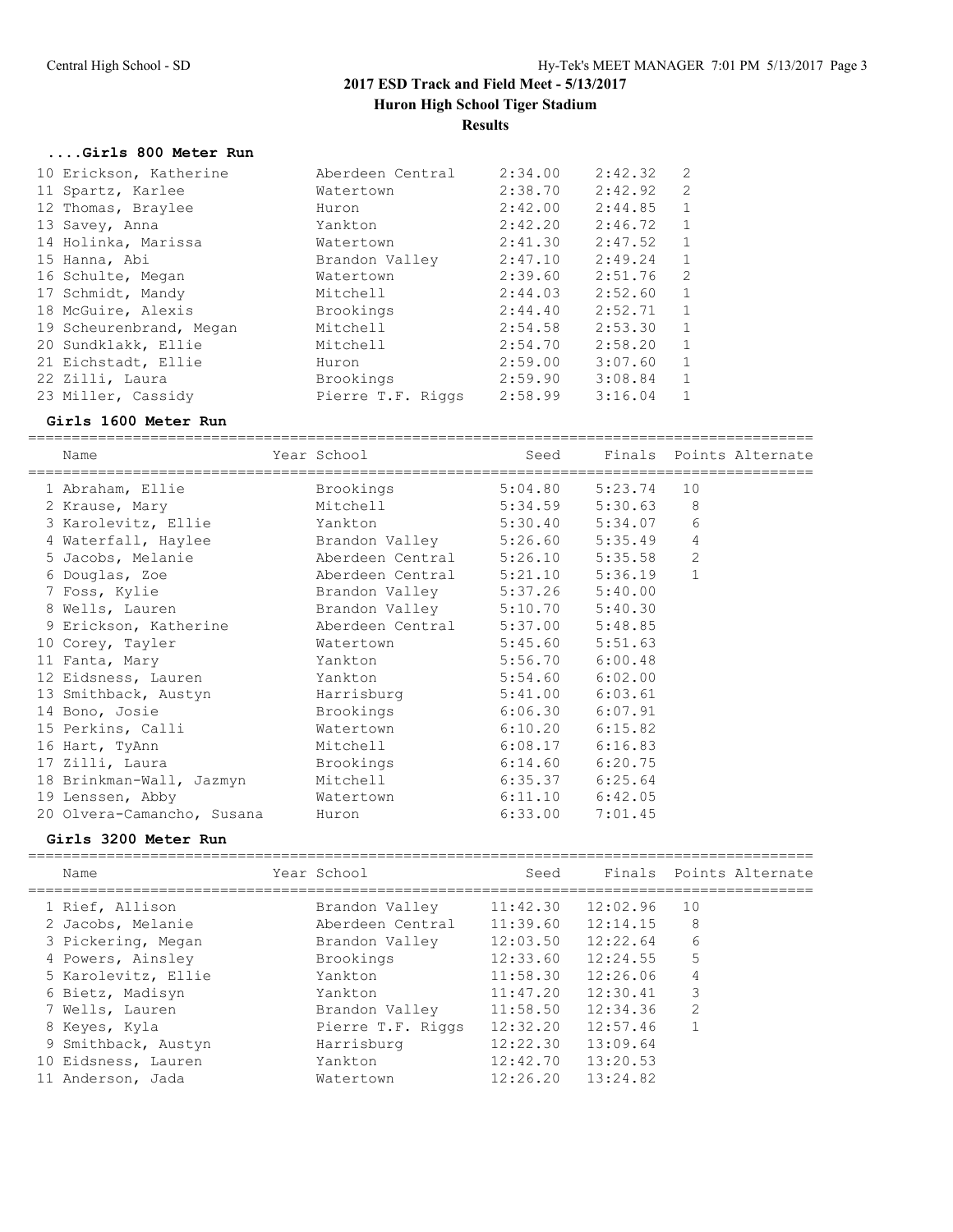# 2017 ESD Track and Field Meet - 5/13/2017

## Huron High School Tiger Stadium

### Results

#### ....Girls 800 Meter Run

| Name | Year School | Seed | Finals | Points Alternate |
|---|---|---|---|---|
| 10 Erickson, Katherine | Aberdeen Central | 2:34.00 | 2:42.32 | 2 |
| 11 Spartz, Karlee | Watertown | 2:38.70 | 2:42.92 | 2 |
| 12 Thomas, Braylee | Huron | 2:42.00 | 2:44.85 | 1 |
| 13 Savey, Anna | Yankton | 2:42.20 | 2:46.72 | 1 |
| 14 Holinka, Marissa | Watertown | 2:41.30 | 2:47.52 | 1 |
| 15 Hanna, Abi | Brandon Valley | 2:47.10 | 2:49.24 | 1 |
| 16 Schulte, Megan | Watertown | 2:39.60 | 2:51.76 | 2 |
| 17 Schmidt, Mandy | Mitchell | 2:44.03 | 2:52.60 | 1 |
| 18 McGuire, Alexis | Brookings | 2:44.40 | 2:52.71 | 1 |
| 19 Scheurenbrand, Megan | Mitchell | 2:54.58 | 2:53.30 | 1 |
| 20 Sundklakk, Ellie | Mitchell | 2:54.70 | 2:58.20 | 1 |
| 21 Eichstadt, Ellie | Huron | 2:59.00 | 3:07.60 | 1 |
| 22 Zilli, Laura | Brookings | 2:59.90 | 3:08.84 | 1 |
| 23 Miller, Cassidy | Pierre T.F. Riggs | 2:58.99 | 3:16.04 | 1 |

#### Girls 1600 Meter Run

| Name | Year School | Seed | Finals | Points Alternate |
|---|---|---|---|---|
| 1 Abraham, Ellie | Brookings | 5:04.80 | 5:23.74 | 10 |
| 2 Krause, Mary | Mitchell | 5:34.59 | 5:30.63 | 8 |
| 3 Karolevitz, Ellie | Yankton | 5:30.40 | 5:34.07 | 6 |
| 4 Waterfall, Haylee | Brandon Valley | 5:26.60 | 5:35.49 | 4 |
| 5 Jacobs, Melanie | Aberdeen Central | 5:26.10 | 5:35.58 | 2 |
| 6 Douglas, Zoe | Aberdeen Central | 5:21.10 | 5:36.19 | 1 |
| 7 Foss, Kylie | Brandon Valley | 5:37.26 | 5:40.00 | |
| 8 Wells, Lauren | Brandon Valley | 5:10.70 | 5:40.30 | |
| 9 Erickson, Katherine | Aberdeen Central | 5:37.00 | 5:48.85 | |
| 10 Corey, Tayler | Watertown | 5:45.60 | 5:51.63 | |
| 11 Fanta, Mary | Yankton | 5:56.70 | 6:00.48 | |
| 12 Eidsness, Lauren | Yankton | 5:54.60 | 6:02.00 | |
| 13 Smithback, Austyn | Harrisburg | 5:41.00 | 6:03.61 | |
| 14 Bono, Josie | Brookings | 6:06.30 | 6:07.91 | |
| 15 Perkins, Calli | Watertown | 6:10.20 | 6:15.82 | |
| 16 Hart, TyAnn | Mitchell | 6:08.17 | 6:16.83 | |
| 17 Zilli, Laura | Brookings | 6:14.60 | 6:20.75 | |
| 18 Brinkman-Wall, Jazmyn | Mitchell | 6:35.37 | 6:25.64 | |
| 19 Lenssen, Abby | Watertown | 6:11.10 | 6:42.05 | |
| 20 Olvera-Camancho, Susana | Huron | 6:33.00 | 7:01.45 | |

#### Girls 3200 Meter Run

| Name | Year School | Seed | Finals | Points Alternate |
|---|---|---|---|---|
| 1 Rief, Allison | Brandon Valley | 11:42.30 | 12:02.96 | 10 |
| 2 Jacobs, Melanie | Aberdeen Central | 11:39.60 | 12:14.15 | 8 |
| 3 Pickering, Megan | Brandon Valley | 12:03.50 | 12:22.64 | 6 |
| 4 Powers, Ainsley | Brookings | 12:33.60 | 12:24.55 | 5 |
| 5 Karolevitz, Ellie | Yankton | 11:58.30 | 12:26.06 | 4 |
| 6 Bietz, Madisyn | Yankton | 11:47.20 | 12:30.41 | 3 |
| 7 Wells, Lauren | Brandon Valley | 11:58.50 | 12:34.36 | 2 |
| 8 Keyes, Kyla | Pierre T.F. Riggs | 12:32.20 | 12:57.46 | 1 |
| 9 Smithback, Austyn | Harrisburg | 12:22.30 | 13:09.64 | |
| 10 Eidsness, Lauren | Yankton | 12:42.70 | 13:20.53 | |
| 11 Anderson, Jada | Watertown | 12:26.20 | 13:24.82 | |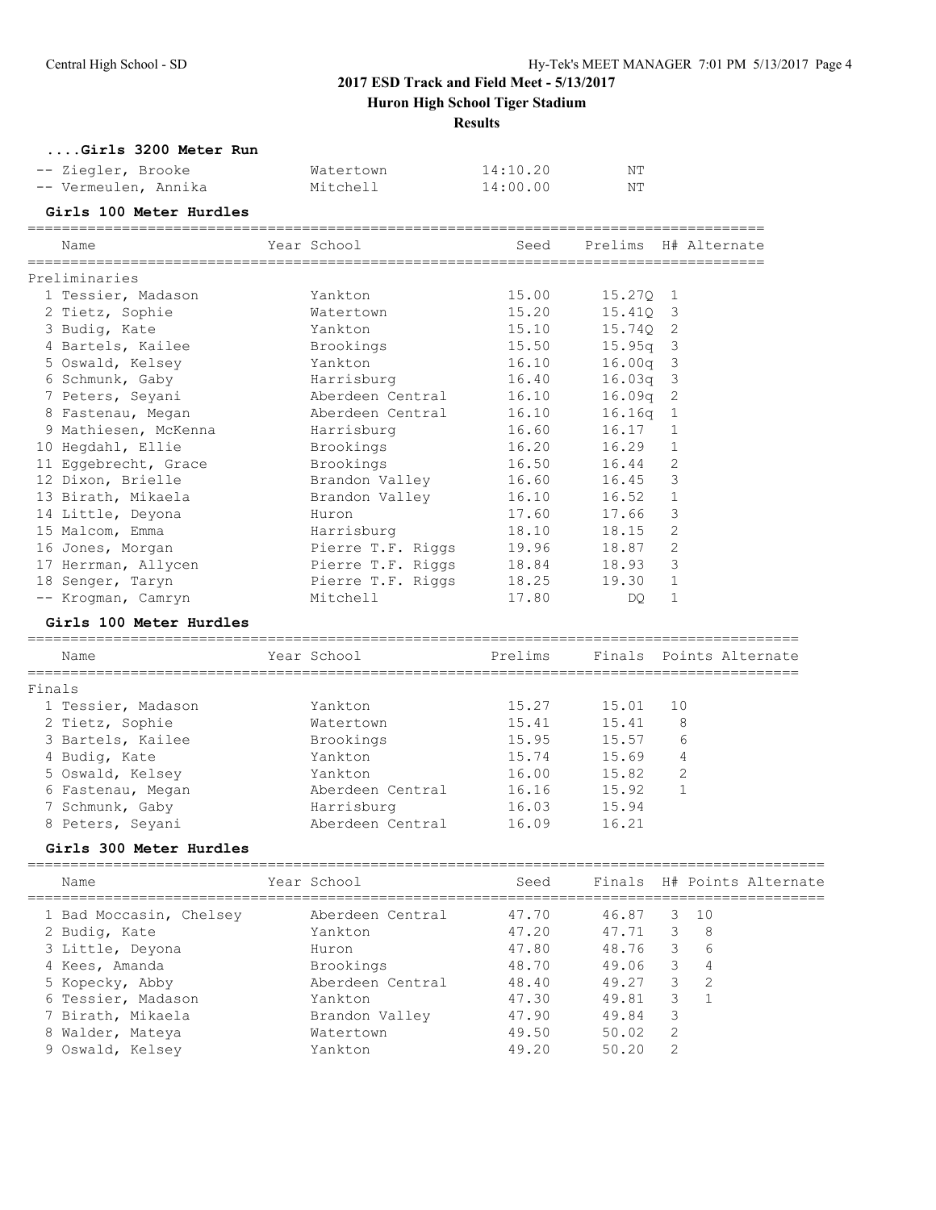## ....Girls 3200 Meter Run

| Name | School | Seed | Finals |
|---|---|---|---|
| -- Ziegler, Brooke | Watertown | 14:10.20 | NT |
| -- Vermeulen, Annika | Mitchell | 14:00.00 | NT |

## Girls 100 Meter Hurdles

Preliminaries

| Name | Year School | Seed | Prelims | H# | Alternate |
|---|---|---|---|---|---|
| 1 Tessier, Madason | Yankton | 15.00 | 15.27Q | 1 | |
| 2 Tietz, Sophie | Watertown | 15.20 | 15.41Q | 3 | |
| 3 Budig, Kate | Yankton | 15.10 | 15.74Q | 2 | |
| 4 Bartels, Kailee | Brookings | 15.50 | 15.95q | 3 | |
| 5 Oswald, Kelsey | Yankton | 16.10 | 16.00q | 3 | |
| 6 Schmunk, Gaby | Harrisburg | 16.40 | 16.03q | 3 | |
| 7 Peters, Seyani | Aberdeen Central | 16.10 | 16.09q | 2 | |
| 8 Fastenau, Megan | Aberdeen Central | 16.10 | 16.16q | 1 | |
| 9 Mathiesen, McKenna | Harrisburg | 16.60 | 16.17 | 1 | |
| 10 Hegdahl, Ellie | Brookings | 16.20 | 16.29 | 1 | |
| 11 Eggebrecht, Grace | Brookings | 16.50 | 16.44 | 2 | |
| 12 Dixon, Brielle | Brandon Valley | 16.60 | 16.45 | 3 | |
| 13 Birath, Mikaela | Brandon Valley | 16.10 | 16.52 | 1 | |
| 14 Little, Deyona | Huron | 17.60 | 17.66 | 3 | |
| 15 Malcom, Emma | Harrisburg | 18.10 | 18.15 | 2 | |
| 16 Jones, Morgan | Pierre T.F. Riggs | 19.96 | 18.87 | 2 | |
| 17 Herrman, Allycen | Pierre T.F. Riggs | 18.84 | 18.93 | 3 | |
| 18 Senger, Taryn | Pierre T.F. Riggs | 18.25 | 19.30 | 1 | |
| -- Krogman, Camryn | Mitchell | 17.80 | DQ | 1 | |

## Girls 100 Meter Hurdles

Finals

| Name | Year School | Prelims | Finals | Points | Alternate |
|---|---|---|---|---|---|
| 1 Tessier, Madason | Yankton | 15.27 | 15.01 | 10 | |
| 2 Tietz, Sophie | Watertown | 15.41 | 15.41 | 8 | |
| 3 Bartels, Kailee | Brookings | 15.95 | 15.57 | 6 | |
| 4 Budig, Kate | Yankton | 15.74 | 15.69 | 4 | |
| 5 Oswald, Kelsey | Yankton | 16.00 | 15.82 | 2 | |
| 6 Fastenau, Megan | Aberdeen Central | 16.16 | 15.92 | 1 | |
| 7 Schmunk, Gaby | Harrisburg | 16.03 | 15.94 | | |
| 8 Peters, Seyani | Aberdeen Central | 16.09 | 16.21 | | |

## Girls 300 Meter Hurdles

| Name | Year School | Seed | Finals | H# | Points | Alternate |
|---|---|---|---|---|---|---|
| 1 Bad Moccasin, Chelsey | Aberdeen Central | 47.70 | 46.87 | 3 | 10 | |
| 2 Budig, Kate | Yankton | 47.20 | 47.71 | 3 | 8 | |
| 3 Little, Deyona | Huron | 47.80 | 48.76 | 3 | 6 | |
| 4 Kees, Amanda | Brookings | 48.70 | 49.06 | 3 | 4 | |
| 5 Kopecky, Abby | Aberdeen Central | 48.40 | 49.27 | 3 | 2 | |
| 6 Tessier, Madason | Yankton | 47.30 | 49.81 | 3 | 1 | |
| 7 Birath, Mikaela | Brandon Valley | 47.90 | 49.84 | 3 | | |
| 8 Walder, Mateya | Watertown | 49.50 | 50.02 | 2 | | |
| 9 Oswald, Kelsey | Yankton | 49.20 | 50.20 | 2 | | |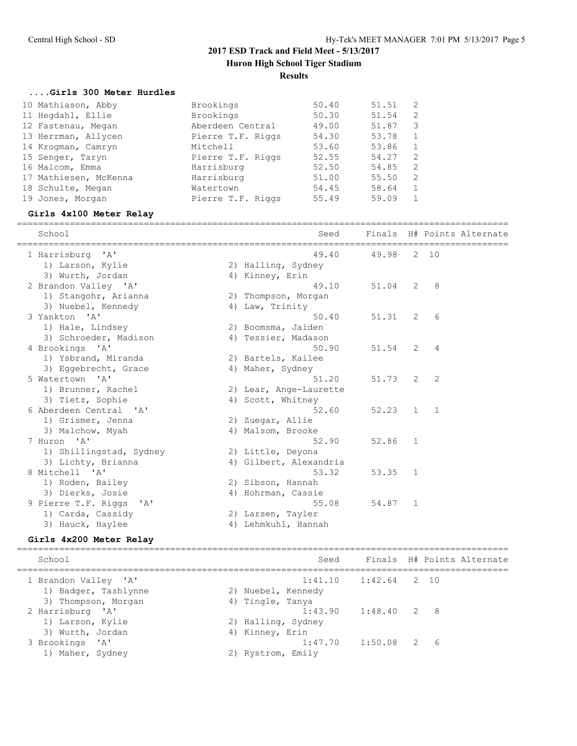## 2017 ESD Track and Field Meet - 5/13/2017

### Huron High School Tiger Stadium

### Results

#### ....Girls 300 Meter Hurdles

| Place | Name | School | Seed | Finals | H# |
|---|---|---|---|---|---|
| 10 | Mathiason, Abby | Brookings | 50.40 | 51.51 | 2 |
| 11 | Hegdahl, Ellie | Brookings | 50.30 | 51.54 | 2 |
| 12 | Fastenau, Megan | Aberdeen Central | 49.00 | 51.87 | 3 |
| 13 | Herrman, Allycen | Pierre T.F. Riggs | 54.30 | 53.78 | 1 |
| 14 | Krogman, Camryn | Mitchell | 53.60 | 53.86 | 1 |
| 15 | Senger, Taryn | Pierre T.F. Riggs | 52.55 | 54.27 | 2 |
| 16 | Malcom, Emma | Harrisburg | 52.50 | 54.85 | 2 |
| 17 | Mathiesen, McKenna | Harrisburg | 51.00 | 55.50 | 2 |
| 18 | Schulte, Megan | Watertown | 54.45 | 58.64 | 1 |
| 19 | Jones, Morgan | Pierre T.F. Riggs | 55.49 | 59.09 | 1 |

#### Girls 4x100 Meter Relay

| School | Seed | Finals | H# | Points | Alternate |
|---|---|---|---|---|---|
| 1 Harrisburg 'A' | 49.40 | 49.98 | 2 | 10 | |
| 1) Larson, Kylie; 2) Halling, Sydney; 3) Wurth, Jordan; 4) Kinney, Erin | | | | | |
| 2 Brandon Valley 'A' | 49.10 | 51.04 | 2 | 8 | |
| 1) Stangohr, Arianna; 2) Thompson, Morgan; 3) Nuebel, Kennedy; 4) Law, Trinity | | | | | |
| 3 Yankton 'A' | 50.40 | 51.31 | 2 | 6 | |
| 1) Hale, Lindsey; 2) Boomsma, Jaiden; 3) Schroeder, Madison; 4) Tessier, Madason | | | | | |
| 4 Brookings 'A' | 50.90 | 51.54 | 2 | 4 | |
| 1) Ysbrand, Miranda; 2) Bartels, Kailee; 3) Eggebrecht, Grace; 4) Maher, Sydney | | | | | |
| 5 Watertown 'A' | 51.20 | 51.73 | 2 | 2 | |
| 1) Brunner, Rachel; 2) Lear, Ange-Laurette; 3) Tietz, Sophie; 4) Scott, Whitney | | | | | |
| 6 Aberdeen Central 'A' | 52.60 | 52.23 | 1 | 1 | |
| 1) Grismer, Jenna; 2) Zuegar, Allie; 3) Malchow, Myah; 4) Malsom, Brooke | | | | | |
| 7 Huron 'A' | 52.90 | 52.86 | 1 | | |
| 1) Shillingstad, Sydney; 2) Little, Deyona; 3) Lichty, Brianna; 4) Gilbert, Alexandria | | | | | |
| 8 Mitchell 'A' | 53.32 | 53.35 | 1 | | |
| 1) Roden, Bailey; 2) Sibson, Hannah; 3) Dierks, Josie; 4) Hohrman, Cassie | | | | | |
| 9 Pierre T.F. Riggs 'A' | 55.08 | 54.87 | 1 | | |
| 1) Carda, Cassidy; 2) Larsen, Tayler; 3) Hauck, Haylee; 4) Lehmkuhl, Hannah | | | | | |

#### Girls 4x200 Meter Relay

| School | Seed | Finals | H# | Points | Alternate |
|---|---|---|---|---|---|
| 1 Brandon Valley 'A' | 1:41.10 | 1:42.64 | 2 | 10 | |
| 1) Badger, Tashlynne; 2) Nuebel, Kennedy; 3) Thompson, Morgan; 4) Tingle, Tanya | | | | | |
| 2 Harrisburg 'A' | 1:43.90 | 1:48.40 | 2 | 8 | |
| 1) Larson, Kylie; 2) Halling, Sydney; 3) Wurth, Jordan; 4) Kinney, Erin | | | | | |
| 3 Brookings 'A' | 1:47.70 | 1:50.08 | 2 | 6 | |
| 1) Maher, Sydney; 2) Rystrom, Emily | | | | | |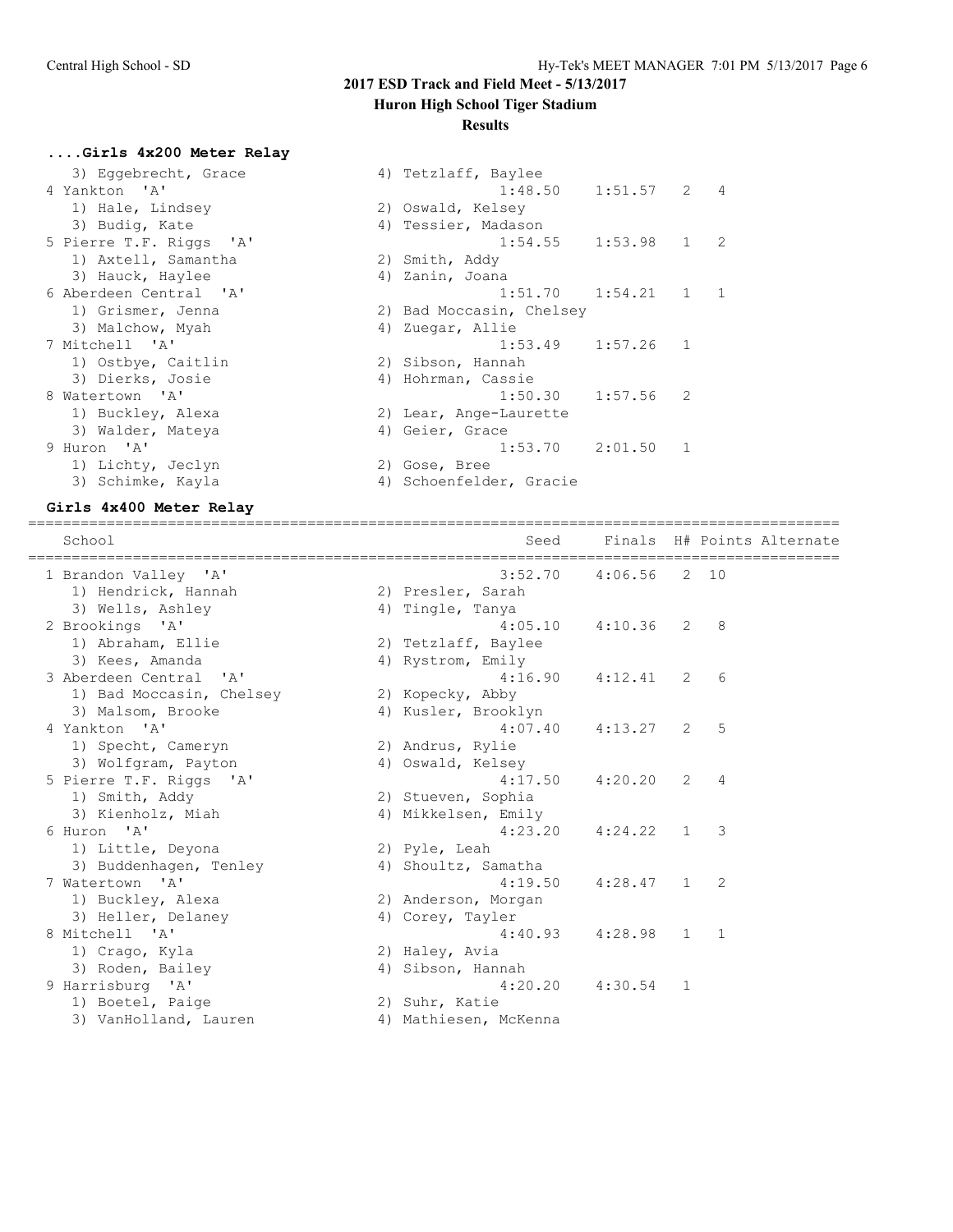## 2017 ESD Track and Field Meet - 5/13/2017

### Huron High School Tiger Stadium

### Results

#### ....Girls 4x200 Meter Relay

```
   3) Eggebrecht, Grace              4) Tetzlaff, Baylee
 4 Yankton  'A'                              1:48.50    1:51.57   2   4
   1) Hale, Lindsey                  2) Oswald, Kelsey
   3) Budig, Kate                    4) Tessier, Madason
 5 Pierre T.F. Riggs  'A'                    1:54.55    1:53.98   1   2
   1) Axtell, Samantha               2) Smith, Addy
   3) Hauck, Haylee                  4) Zanin, Joana
 6 Aberdeen Central  'A'                     1:51.70    1:54.21   1   1
   1) Grismer, Jenna                 2) Bad Moccasin, Chelsey
   3) Malchow, Myah                  4) Zuegar, Allie
 7 Mitchell  'A'                             1:53.49    1:57.26   1
   1) Ostbye, Caitlin                2) Sibson, Hannah
   3) Dierks, Josie                  4) Hohrman, Cassie
 8 Watertown  'A'                            1:50.30    1:57.56   2
   1) Buckley, Alexa                 2) Lear, Ange-Laurette
   3) Walder, Mateya                 4) Geier, Grace
 9 Huron  'A'                                1:53.70    2:01.50   1
   1) Lichty, Jeclyn                 2) Gose, Bree
   3) Schimke, Kayla                 4) Schoenfelder, Gracie
```

#### Girls 4x400 Meter Relay

```
=============================================================================================
   School                                        Seed     Finals  H# Points Alternate
=============================================================================================
 1 Brandon Valley  'A'                       3:52.70    4:06.56   2  10
   1) Hendrick, Hannah               2) Presler, Sarah
   3) Wells, Ashley                  4) Tingle, Tanya
 2 Brookings  'A'                            4:05.10    4:10.36   2   8
   1) Abraham, Ellie                 2) Tetzlaff, Baylee
   3) Kees, Amanda                   4) Rystrom, Emily
 3 Aberdeen Central  'A'                     4:16.90    4:12.41   2   6
   1) Bad Moccasin, Chelsey          2) Kopecky, Abby
   3) Malsom, Brooke                 4) Kusler, Brooklyn
 4 Yankton  'A'                              4:07.40    4:13.27   2   5
   1) Specht, Cameryn                2) Andrus, Rylie
   3) Wolfgram, Payton               4) Oswald, Kelsey
 5 Pierre T.F. Riggs  'A'                    4:17.50    4:20.20   2   4
   1) Smith, Addy                    2) Stueven, Sophia
   3) Kienholz, Miah                 4) Mikkelsen, Emily
 6 Huron  'A'                                4:23.20    4:24.22   1   3
   1) Little, Deyona                 2) Pyle, Leah
   3) Buddenhagen, Tenley            4) Shoultz, Samatha
 7 Watertown  'A'                            4:19.50    4:28.47   1   2
   1) Buckley, Alexa                 2) Anderson, Morgan
   3) Heller, Delaney                4) Corey, Tayler
 8 Mitchell  'A'                             4:40.93    4:28.98   1   1
   1) Crago, Kyla                    2) Haley, Avia
   3) Roden, Bailey                  4) Sibson, Hannah
 9 Harrisburg  'A'                           4:20.20    4:30.54   1
   1) Boetel, Paige                  2) Suhr, Katie
   3) VanHolland, Lauren             4) Mathiesen, McKenna
```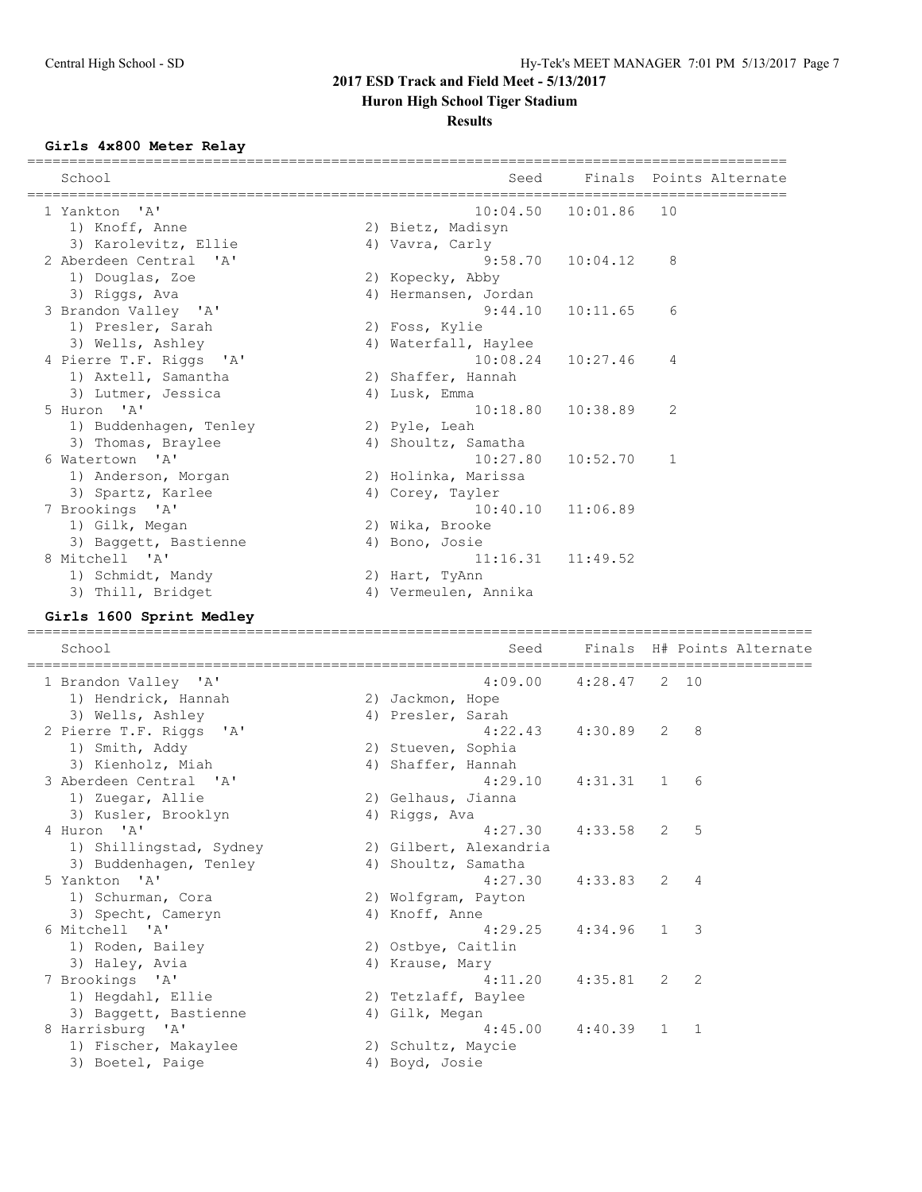## 2017 ESD Track and Field Meet - 5/13/2017

### Huron High School Tiger Stadium

### Results

#### Girls 4x800 Meter Relay

| School | Seed | Finals | Points | Alternate |
|---|---|---|---|---|
| 1 Yankton 'A' | 10:04.50 | 10:01.86 | 10 | |
| 1) Knoff, Anne; 2) Bietz, Madisyn; 3) Karolevitz, Ellie; 4) Vavra, Carly | | | | |
| 2 Aberdeen Central 'A' | 9:58.70 | 10:04.12 | 8 | |
| 1) Douglas, Zoe; 2) Kopecky, Abby; 3) Riggs, Ava; 4) Hermansen, Jordan | | | | |
| 3 Brandon Valley 'A' | 9:44.10 | 10:11.65 | 6 | |
| 1) Presler, Sarah; 2) Foss, Kylie; 3) Wells, Ashley; 4) Waterfall, Haylee | | | | |
| 4 Pierre T.F. Riggs 'A' | 10:08.24 | 10:27.46 | 4 | |
| 1) Axtell, Samantha; 2) Shaffer, Hannah; 3) Lutmer, Jessica; 4) Lusk, Emma | | | | |
| 5 Huron 'A' | 10:18.80 | 10:38.89 | 2 | |
| 1) Buddenhagen, Tenley; 2) Pyle, Leah; 3) Thomas, Braylee; 4) Shoultz, Samatha | | | | |
| 6 Watertown 'A' | 10:27.80 | 10:52.70 | 1 | |
| 1) Anderson, Morgan; 2) Holinka, Marissa; 3) Spartz, Karlee; 4) Corey, Tayler | | | | |
| 7 Brookings 'A' | 10:40.10 | 11:06.89 | | |
| 1) Gilk, Megan; 2) Wika, Brooke; 3) Baggett, Bastienne; 4) Bono, Josie | | | | |
| 8 Mitchell 'A' | 11:16.31 | 11:49.52 | | |
| 1) Schmidt, Mandy; 2) Hart, TyAnn; 3) Thill, Bridget; 4) Vermeulen, Annika | | | | |

#### Girls 1600 Sprint Medley

| School | Seed | Finals | H# | Points | Alternate |
|---|---|---|---|---|---|
| 1 Brandon Valley 'A' | 4:09.00 | 4:28.47 | 2 | 10 | |
| 1) Hendrick, Hannah; 2) Jackmon, Hope; 3) Wells, Ashley; 4) Presler, Sarah | | | | | |
| 2 Pierre T.F. Riggs 'A' | 4:22.43 | 4:30.89 | 2 | 8 | |
| 1) Smith, Addy; 2) Stueven, Sophia; 3) Kienholz, Miah; 4) Shaffer, Hannah | | | | | |
| 3 Aberdeen Central 'A' | 4:29.10 | 4:31.31 | 1 | 6 | |
| 1) Zuegar, Allie; 2) Gelhaus, Jianna; 3) Kusler, Brooklyn; 4) Riggs, Ava | | | | | |
| 4 Huron 'A' | 4:27.30 | 4:33.58 | 2 | 5 | |
| 1) Shillingstad, Sydney; 2) Gilbert, Alexandria; 3) Buddenhagen, Tenley; 4) Shoultz, Samatha | | | | | |
| 5 Yankton 'A' | 4:27.30 | 4:33.83 | 2 | 4 | |
| 1) Schurman, Cora; 2) Wolfgram, Payton; 3) Specht, Cameryn; 4) Knoff, Anne | | | | | |
| 6 Mitchell 'A' | 4:29.25 | 4:34.96 | 1 | 3 | |
| 1) Roden, Bailey; 2) Ostbye, Caitlin; 3) Haley, Avia; 4) Krause, Mary | | | | | |
| 7 Brookings 'A' | 4:11.20 | 4:35.81 | 2 | 2 | |
| 1) Hegdahl, Ellie; 2) Tetzlaff, Baylee; 3) Baggett, Bastienne; 4) Gilk, Megan | | | | | |
| 8 Harrisburg 'A' | 4:45.00 | 4:40.39 | 1 | 1 | |
| 1) Fischer, Makaylee; 2) Schultz, Maycie; 3) Boetel, Paige; 4) Boyd, Josie | | | | | |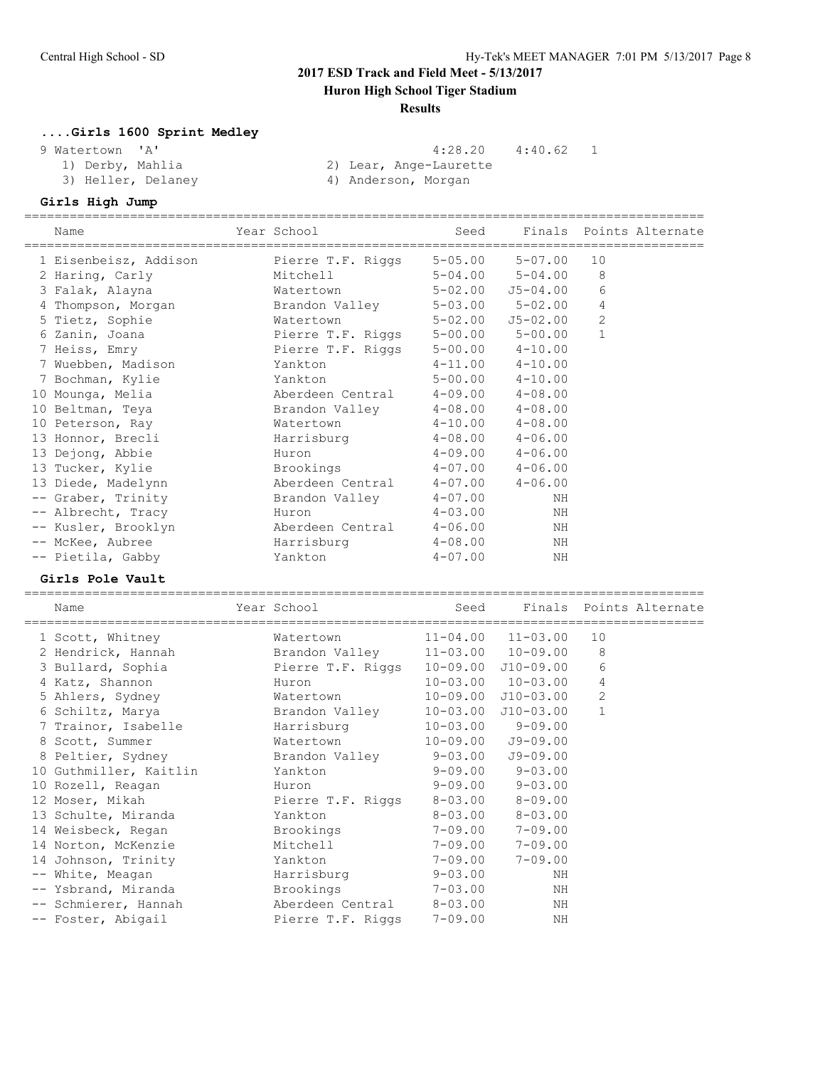## 2017 ESD Track and Field Meet - 5/13/2017

**Huron High School Tiger Stadium**

**Results**

### ....Girls 1600 Sprint Medley

| Place | Team | Seed | Finals | Points |
|---|---|---|---|---|
| 9 | Watertown 'A' | 4:28.20 | 4:40.62 | 1 |

1) Derby, Mahlia 2) Lear, Ange-Laurette
3) Heller, Delaney 4) Anderson, Morgan

### Girls High Jump

| Place | Name | Year | School | Seed | Finals | Points | Alternate |
|---|---|---|---|---|---|---|---|
| 1 | Eisenbeisz, Addison | | Pierre T.F. Riggs | 5-05.00 | 5-07.00 | 10 | |
| 2 | Haring, Carly | | Mitchell | 5-04.00 | 5-04.00 | 8 | |
| 3 | Falak, Alayna | | Watertown | 5-02.00 | J5-04.00 | 6 | |
| 4 | Thompson, Morgan | | Brandon Valley | 5-03.00 | 5-02.00 | 4 | |
| 5 | Tietz, Sophie | | Watertown | 5-02.00 | J5-02.00 | 2 | |
| 6 | Zanin, Joana | | Pierre T.F. Riggs | 5-00.00 | 5-00.00 | 1 | |
| 7 | Heiss, Emry | | Pierre T.F. Riggs | 5-00.00 | 4-10.00 | | |
| 7 | Wuebben, Madison | | Yankton | 4-11.00 | 4-10.00 | | |
| 7 | Bochman, Kylie | | Yankton | 5-00.00 | 4-10.00 | | |
| 10 | Mounga, Melia | | Aberdeen Central | 4-09.00 | 4-08.00 | | |
| 10 | Beltman, Teya | | Brandon Valley | 4-08.00 | 4-08.00 | | |
| 10 | Peterson, Ray | | Watertown | 4-10.00 | 4-08.00 | | |
| 13 | Honnor, Brecli | | Harrisburg | 4-08.00 | 4-06.00 | | |
| 13 | Dejong, Abbie | | Huron | 4-09.00 | 4-06.00 | | |
| 13 | Tucker, Kylie | | Brookings | 4-07.00 | 4-06.00 | | |
| 13 | Diede, Madelynn | | Aberdeen Central | 4-07.00 | 4-06.00 | | |
| -- | Graber, Trinity | | Brandon Valley | 4-07.00 | NH | | |
| -- | Albrecht, Tracy | | Huron | 4-03.00 | NH | | |
| -- | Kusler, Brooklyn | | Aberdeen Central | 4-06.00 | NH | | |
| -- | McKee, Aubree | | Harrisburg | 4-08.00 | NH | | |
| -- | Pietila, Gabby | | Yankton | 4-07.00 | NH | | |

### Girls Pole Vault

| Place | Name | Year | School | Seed | Finals | Points | Alternate |
|---|---|---|---|---|---|---|---|
| 1 | Scott, Whitney | | Watertown | 11-04.00 | 11-03.00 | 10 | |
| 2 | Hendrick, Hannah | | Brandon Valley | 11-03.00 | 10-09.00 | 8 | |
| 3 | Bullard, Sophia | | Pierre T.F. Riggs | 10-09.00 | J10-09.00 | 6 | |
| 4 | Katz, Shannon | | Huron | 10-03.00 | 10-03.00 | 4 | |
| 5 | Ahlers, Sydney | | Watertown | 10-09.00 | J10-03.00 | 2 | |
| 6 | Schiltz, Marya | | Brandon Valley | 10-03.00 | J10-03.00 | 1 | |
| 7 | Trainor, Isabelle | | Harrisburg | 10-03.00 | 9-09.00 | | |
| 8 | Scott, Summer | | Watertown | 10-09.00 | J9-09.00 | | |
| 8 | Peltier, Sydney | | Brandon Valley | 9-03.00 | J9-09.00 | | |
| 10 | Guthmiller, Kaitlin | | Yankton | 9-09.00 | 9-03.00 | | |
| 10 | Rozell, Reagan | | Huron | 9-09.00 | 9-03.00 | | |
| 12 | Moser, Mikah | | Pierre T.F. Riggs | 8-03.00 | 8-09.00 | | |
| 13 | Schulte, Miranda | | Yankton | 8-03.00 | 8-03.00 | | |
| 14 | Weisbeck, Regan | | Brookings | 7-09.00 | 7-09.00 | | |
| 14 | Norton, McKenzie | | Mitchell | 7-09.00 | 7-09.00 | | |
| 14 | Johnson, Trinity | | Yankton | 7-09.00 | 7-09.00 | | |
| -- | White, Meagan | | Harrisburg | 9-03.00 | NH | | |
| -- | Ysbrand, Miranda | | Brookings | 7-03.00 | NH | | |
| -- | Schmierer, Hannah | | Aberdeen Central | 8-03.00 | NH | | |
| -- | Foster, Abigail | | Pierre T.F. Riggs | 7-09.00 | NH | | |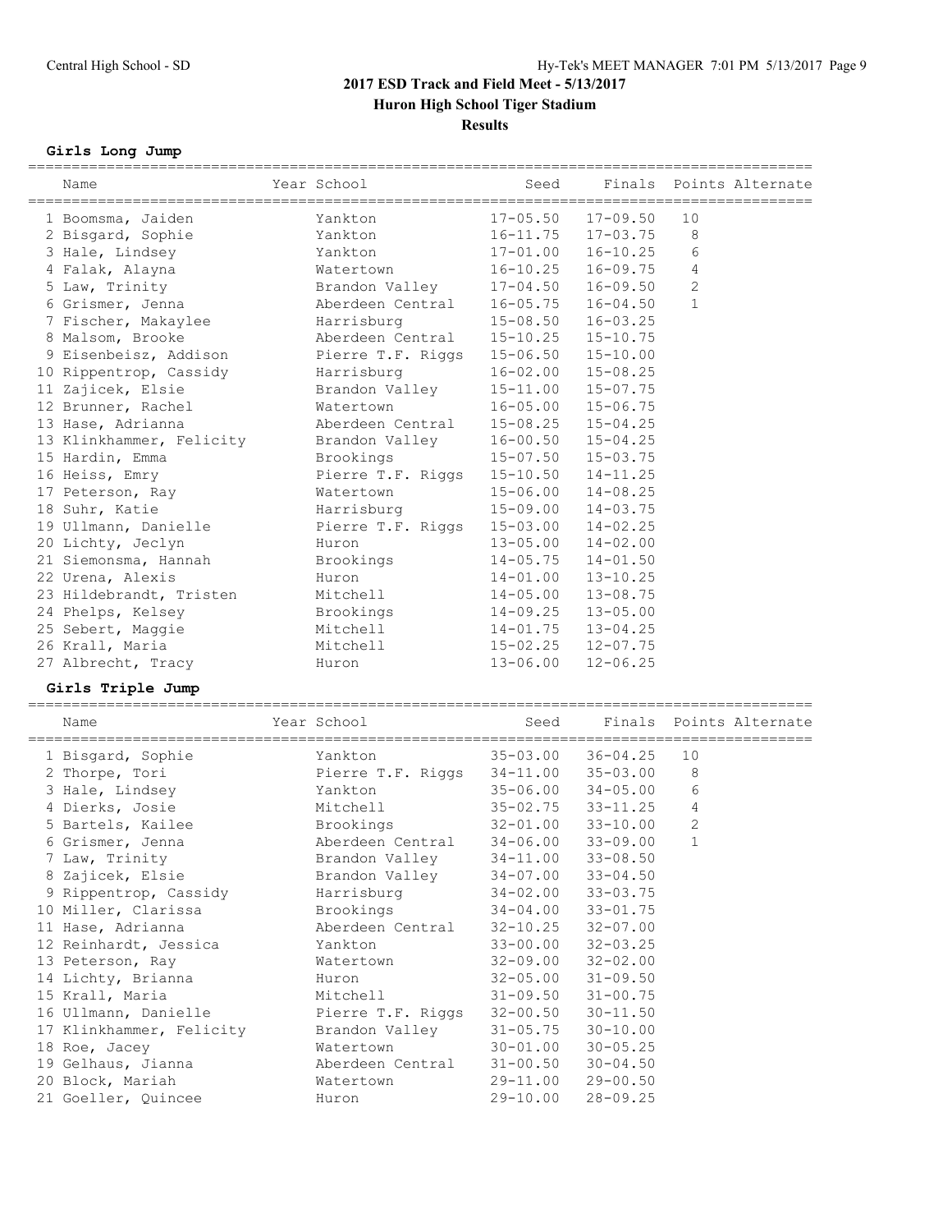# 2017 ESD Track and Field Meet - 5/13/2017

## Huron High School Tiger Stadium

### Results

**Girls Long Jump**

| | Name | Year School | Seed | Finals | Points | Alternate |
|---|---|---|---|---|---|---|
| 1 | Boomsma, Jaiden | Yankton | 17-05.50 | 17-09.50 | 10 | |
| 2 | Bisgard, Sophie | Yankton | 16-11.75 | 17-03.75 | 8 | |
| 3 | Hale, Lindsey | Yankton | 17-01.00 | 16-10.25 | 6 | |
| 4 | Falak, Alayna | Watertown | 16-10.25 | 16-09.75 | 4 | |
| 5 | Law, Trinity | Brandon Valley | 17-04.50 | 16-09.50 | 2 | |
| 6 | Grismer, Jenna | Aberdeen Central | 16-05.75 | 16-04.50 | 1 | |
| 7 | Fischer, Makaylee | Harrisburg | 15-08.50 | 16-03.25 | | |
| 8 | Malsom, Brooke | Aberdeen Central | 15-10.25 | 15-10.75 | | |
| 9 | Eisenbeisz, Addison | Pierre T.F. Riggs | 15-06.50 | 15-10.00 | | |
| 10 | Rippentrop, Cassidy | Harrisburg | 16-02.00 | 15-08.25 | | |
| 11 | Zajicek, Elsie | Brandon Valley | 15-11.00 | 15-07.75 | | |
| 12 | Brunner, Rachel | Watertown | 16-05.00 | 15-06.75 | | |
| 13 | Hase, Adrianna | Aberdeen Central | 15-08.25 | 15-04.25 | | |
| 13 | Klinkhammer, Felicity | Brandon Valley | 16-00.50 | 15-04.25 | | |
| 15 | Hardin, Emma | Brookings | 15-07.50 | 15-03.75 | | |
| 16 | Heiss, Emry | Pierre T.F. Riggs | 15-10.50 | 14-11.25 | | |
| 17 | Peterson, Ray | Watertown | 15-06.00 | 14-08.25 | | |
| 18 | Suhr, Katie | Harrisburg | 15-09.00 | 14-03.75 | | |
| 19 | Ullmann, Danielle | Pierre T.F. Riggs | 15-03.00 | 14-02.25 | | |
| 20 | Lichty, Jeclyn | Huron | 13-05.00 | 14-02.00 | | |
| 21 | Siemonsma, Hannah | Brookings | 14-05.75 | 14-01.50 | | |
| 22 | Urena, Alexis | Huron | 14-01.00 | 13-10.25 | | |
| 23 | Hildebrandt, Tristen | Mitchell | 14-05.00 | 13-08.75 | | |
| 24 | Phelps, Kelsey | Brookings | 14-09.25 | 13-05.00 | | |
| 25 | Sebert, Maggie | Mitchell | 14-01.75 | 13-04.25 | | |
| 26 | Krall, Maria | Mitchell | 15-02.25 | 12-07.75 | | |
| 27 | Albrecht, Tracy | Huron | 13-06.00 | 12-06.25 | | |

**Girls Triple Jump**

| | Name | Year School | Seed | Finals | Points | Alternate |
|---|---|---|---|---|---|---|
| 1 | Bisgard, Sophie | Yankton | 35-03.00 | 36-04.25 | 10 | |
| 2 | Thorpe, Tori | Pierre T.F. Riggs | 34-11.00 | 35-03.00 | 8 | |
| 3 | Hale, Lindsey | Yankton | 35-06.00 | 34-05.00 | 6 | |
| 4 | Dierks, Josie | Mitchell | 35-02.75 | 33-11.25 | 4 | |
| 5 | Bartels, Kailee | Brookings | 32-01.00 | 33-10.00 | 2 | |
| 6 | Grismer, Jenna | Aberdeen Central | 34-06.00 | 33-09.00 | 1 | |
| 7 | Law, Trinity | Brandon Valley | 34-11.00 | 33-08.50 | | |
| 8 | Zajicek, Elsie | Brandon Valley | 34-07.00 | 33-04.50 | | |
| 9 | Rippentrop, Cassidy | Harrisburg | 34-02.00 | 33-03.75 | | |
| 10 | Miller, Clarissa | Brookings | 34-04.00 | 33-01.75 | | |
| 11 | Hase, Adrianna | Aberdeen Central | 32-10.25 | 32-07.00 | | |
| 12 | Reinhardt, Jessica | Yankton | 33-00.00 | 32-03.25 | | |
| 13 | Peterson, Ray | Watertown | 32-09.00 | 32-02.00 | | |
| 14 | Lichty, Brianna | Huron | 32-05.00 | 31-09.50 | | |
| 15 | Krall, Maria | Mitchell | 31-09.50 | 31-00.75 | | |
| 16 | Ullmann, Danielle | Pierre T.F. Riggs | 32-00.50 | 30-11.50 | | |
| 17 | Klinkhammer, Felicity | Brandon Valley | 31-05.75 | 30-10.00 | | |
| 18 | Roe, Jacey | Watertown | 30-01.00 | 30-05.25 | | |
| 19 | Gelhaus, Jianna | Aberdeen Central | 31-00.50 | 30-04.50 | | |
| 20 | Block, Mariah | Watertown | 29-11.00 | 29-00.50 | | |
| 21 | Goeller, Quincee | Huron | 29-10.00 | 28-09.25 | | |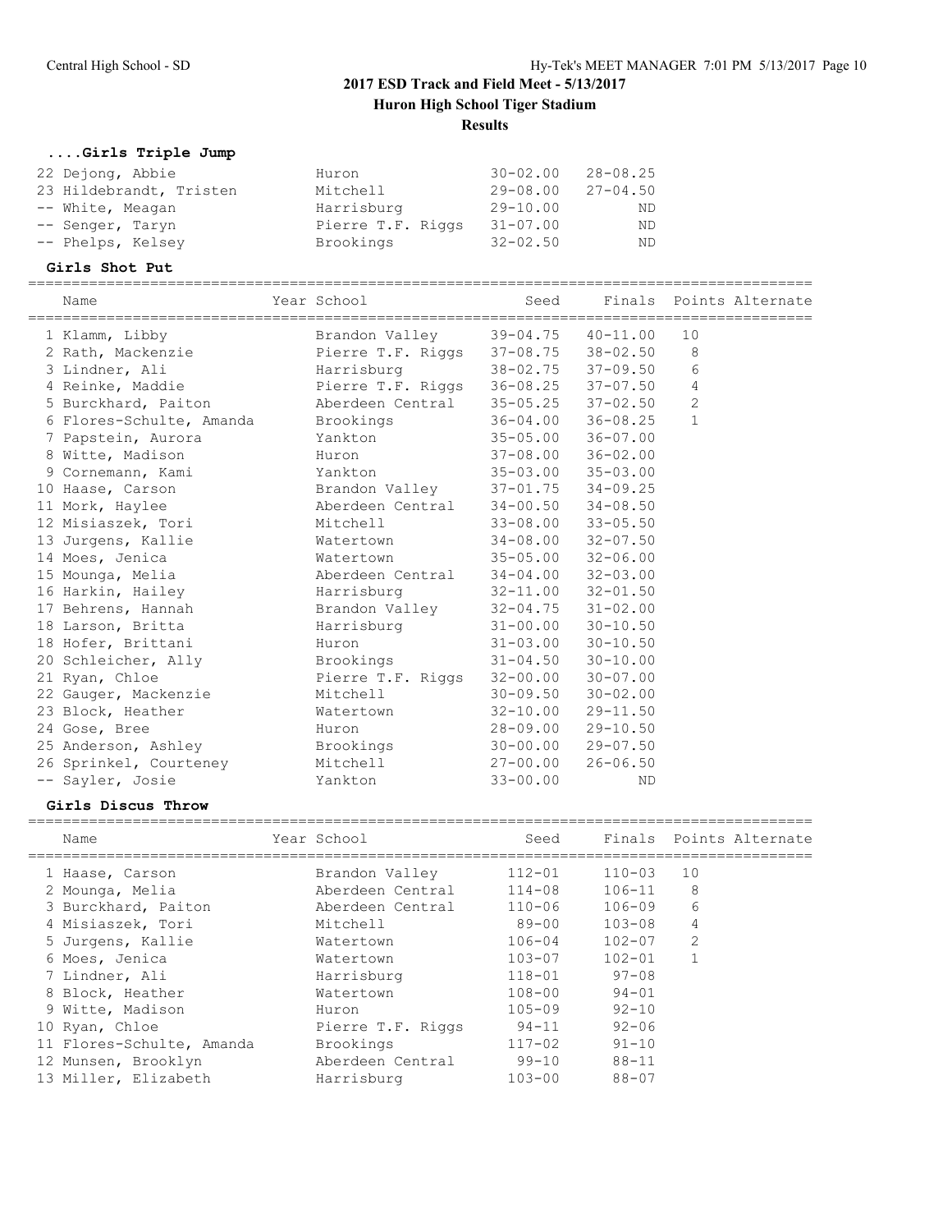# 2017 ESD Track and Field Meet - 5/13/2017

**Huron High School Tiger Stadium**

**Results**

### ....Girls Triple Jump

| Name | Year School | Seed | Finals | Points | Alternate |
|---|---|---|---|---|---|
| 22 Dejong, Abbie | Huron | 30-02.00 | 28-08.25 | | |
| 23 Hildebrandt, Tristen | Mitchell | 29-08.00 | 27-04.50 | | |
| -- White, Meagan | Harrisburg | 29-10.00 | ND | | |
| -- Senger, Taryn | Pierre T.F. Riggs | 31-07.00 | ND | | |
| -- Phelps, Kelsey | Brookings | 32-02.50 | ND | | |

### Girls Shot Put

| Name | Year School | Seed | Finals | Points | Alternate |
|---|---|---|---|---|---|
| 1 Klamm, Libby | Brandon Valley | 39-04.75 | 40-11.00 | 10 | |
| 2 Rath, Mackenzie | Pierre T.F. Riggs | 37-08.75 | 38-02.50 | 8 | |
| 3 Lindner, Ali | Harrisburg | 38-02.75 | 37-09.50 | 6 | |
| 4 Reinke, Maddie | Pierre T.F. Riggs | 36-08.25 | 37-07.50 | 4 | |
| 5 Burckhard, Paiton | Aberdeen Central | 35-05.25 | 37-02.50 | 2 | |
| 6 Flores-Schulte, Amanda | Brookings | 36-04.00 | 36-08.25 | 1 | |
| 7 Papstein, Aurora | Yankton | 35-05.00 | 36-07.00 | | |
| 8 Witte, Madison | Huron | 37-08.00 | 36-02.00 | | |
| 9 Cornemann, Kami | Yankton | 35-03.00 | 35-03.00 | | |
| 10 Haase, Carson | Brandon Valley | 37-01.75 | 34-09.25 | | |
| 11 Mork, Haylee | Aberdeen Central | 34-00.50 | 34-08.50 | | |
| 12 Misiaszek, Tori | Mitchell | 33-08.00 | 33-05.50 | | |
| 13 Jurgens, Kallie | Watertown | 34-08.00 | 32-07.50 | | |
| 14 Moes, Jenica | Watertown | 35-05.00 | 32-06.00 | | |
| 15 Mounga, Melia | Aberdeen Central | 34-04.00 | 32-03.00 | | |
| 16 Harkin, Hailey | Harrisburg | 32-11.00 | 32-01.50 | | |
| 17 Behrens, Hannah | Brandon Valley | 32-04.75 | 31-02.00 | | |
| 18 Larson, Britta | Harrisburg | 31-00.00 | 30-10.50 | | |
| 18 Hofer, Brittani | Huron | 31-03.00 | 30-10.50 | | |
| 20 Schleicher, Ally | Brookings | 31-04.50 | 30-10.00 | | |
| 21 Ryan, Chloe | Pierre T.F. Riggs | 32-00.00 | 30-07.00 | | |
| 22 Gauger, Mackenzie | Mitchell | 30-09.50 | 30-02.00 | | |
| 23 Block, Heather | Watertown | 32-10.00 | 29-11.50 | | |
| 24 Gose, Bree | Huron | 28-09.00 | 29-10.50 | | |
| 25 Anderson, Ashley | Brookings | 30-00.00 | 29-07.50 | | |
| 26 Sprinkel, Courteney | Mitchell | 27-00.00 | 26-06.50 | | |
| -- Sayler, Josie | Yankton | 33-00.00 | ND | | |

### Girls Discus Throw

| Name | Year School | Seed | Finals | Points | Alternate |
|---|---|---|---|---|---|
| 1 Haase, Carson | Brandon Valley | 112-01 | 110-03 | 10 | |
| 2 Mounga, Melia | Aberdeen Central | 114-08 | 106-11 | 8 | |
| 3 Burckhard, Paiton | Aberdeen Central | 110-06 | 106-09 | 6 | |
| 4 Misiaszek, Tori | Mitchell | 89-00 | 103-08 | 4 | |
| 5 Jurgens, Kallie | Watertown | 106-04 | 102-07 | 2 | |
| 6 Moes, Jenica | Watertown | 103-07 | 102-01 | 1 | |
| 7 Lindner, Ali | Harrisburg | 118-01 | 97-08 | | |
| 8 Block, Heather | Watertown | 108-00 | 94-01 | | |
| 9 Witte, Madison | Huron | 105-09 | 92-10 | | |
| 10 Ryan, Chloe | Pierre T.F. Riggs | 94-11 | 92-06 | | |
| 11 Flores-Schulte, Amanda | Brookings | 117-02 | 91-10 | | |
| 12 Munsen, Brooklyn | Aberdeen Central | 99-10 | 88-11 | | |
| 13 Miller, Elizabeth | Harrisburg | 103-00 | 88-07 | | |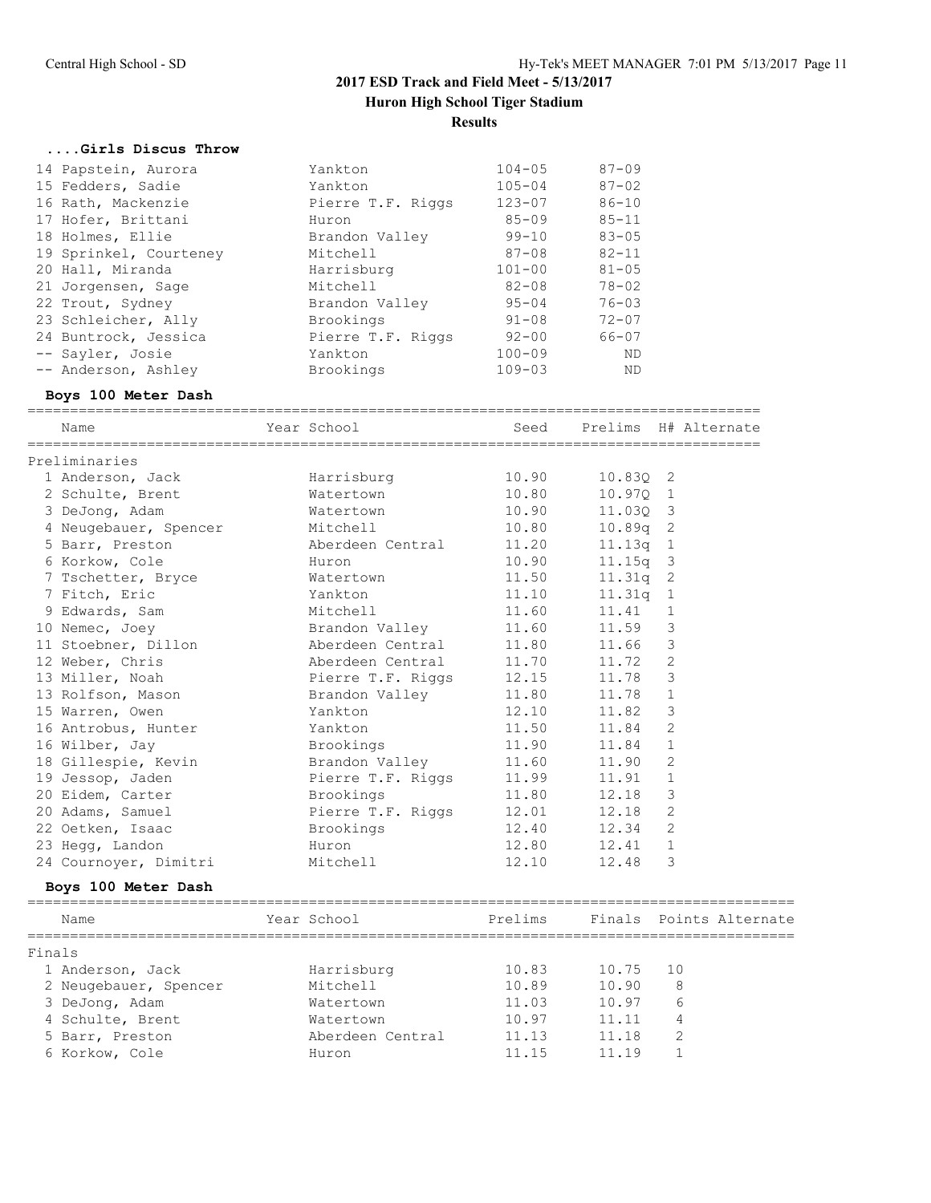## 2017 ESD Track and Field Meet - 5/13/2017

### Huron High School Tiger Stadium

### Results

#### ....Girls Discus Throw

| Place | Name | School | Seed | Finals |
|---|---|---|---|---|
| 14 | Papstein, Aurora | Yankton | 104-05 | 87-09 |
| 15 | Fedders, Sadie | Yankton | 105-04 | 87-02 |
| 16 | Rath, Mackenzie | Pierre T.F. Riggs | 123-07 | 86-10 |
| 17 | Hofer, Brittani | Huron | 85-09 | 85-11 |
| 18 | Holmes, Ellie | Brandon Valley | 99-10 | 83-05 |
| 19 | Sprinkel, Courteney | Mitchell | 87-08 | 82-11 |
| 20 | Hall, Miranda | Harrisburg | 101-00 | 81-05 |
| 21 | Jorgensen, Sage | Mitchell | 82-08 | 78-02 |
| 22 | Trout, Sydney | Brandon Valley | 95-04 | 76-03 |
| 23 | Schleicher, Ally | Brookings | 91-08 | 72-07 |
| 24 | Buntrock, Jessica | Pierre T.F. Riggs | 92-00 | 66-07 |
| -- | Sayler, Josie | Yankton | 100-09 | ND |
| -- | Anderson, Ashley | Brookings | 109-03 | ND |

#### Boys 100 Meter Dash

Preliminaries

| Place | Name | Year | School | Seed | Prelims | H# | Alternate |
|---|---|---|---|---|---|---|---|
| 1 | Anderson, Jack | | Harrisburg | 10.90 | 10.83Q | 2 | |
| 2 | Schulte, Brent | | Watertown | 10.80 | 10.97Q | 1 | |
| 3 | DeJong, Adam | | Watertown | 10.90 | 11.03Q | 3 | |
| 4 | Neugebauer, Spencer | | Mitchell | 10.80 | 10.89q | 2 | |
| 5 | Barr, Preston | | Aberdeen Central | 11.20 | 11.13q | 1 | |
| 6 | Korkow, Cole | | Huron | 10.90 | 11.15q | 3 | |
| 7 | Tschetter, Bryce | | Watertown | 11.50 | 11.31q | 2 | |
| 7 | Fitch, Eric | | Yankton | 11.10 | 11.31q | 1 | |
| 9 | Edwards, Sam | | Mitchell | 11.60 | 11.41 | 1 | |
| 10 | Nemec, Joey | | Brandon Valley | 11.60 | 11.59 | 3 | |
| 11 | Stoebner, Dillon | | Aberdeen Central | 11.80 | 11.66 | 3 | |
| 12 | Weber, Chris | | Aberdeen Central | 11.70 | 11.72 | 2 | |
| 13 | Miller, Noah | | Pierre T.F. Riggs | 12.15 | 11.78 | 3 | |
| 13 | Rolfson, Mason | | Brandon Valley | 11.80 | 11.78 | 1 | |
| 15 | Warren, Owen | | Yankton | 12.10 | 11.82 | 3 | |
| 16 | Antrobus, Hunter | | Yankton | 11.50 | 11.84 | 2 | |
| 16 | Wilber, Jay | | Brookings | 11.90 | 11.84 | 1 | |
| 18 | Gillespie, Kevin | | Brandon Valley | 11.60 | 11.90 | 2 | |
| 19 | Jessop, Jaden | | Pierre T.F. Riggs | 11.99 | 11.91 | 1 | |
| 20 | Eidem, Carter | | Brookings | 11.80 | 12.18 | 3 | |
| 20 | Adams, Samuel | | Pierre T.F. Riggs | 12.01 | 12.18 | 2 | |
| 22 | Oetken, Isaac | | Brookings | 12.40 | 12.34 | 2 | |
| 23 | Hegg, Landon | | Huron | 12.80 | 12.41 | 1 | |
| 24 | Cournoyer, Dimitri | | Mitchell | 12.10 | 12.48 | 3 | |

#### Boys 100 Meter Dash

Finals

| Place | Name | Year | School | Prelims | Finals | Points | Alternate |
|---|---|---|---|---|---|---|---|
| 1 | Anderson, Jack | | Harrisburg | 10.83 | 10.75 | 10 | |
| 2 | Neugebauer, Spencer | | Mitchell | 10.89 | 10.90 | 8 | |
| 3 | DeJong, Adam | | Watertown | 11.03 | 10.97 | 6 | |
| 4 | Schulte, Brent | | Watertown | 10.97 | 11.11 | 4 | |
| 5 | Barr, Preston | | Aberdeen Central | 11.13 | 11.18 | 2 | |
| 6 | Korkow, Cole | | Huron | 11.15 | 11.19 | 1 | |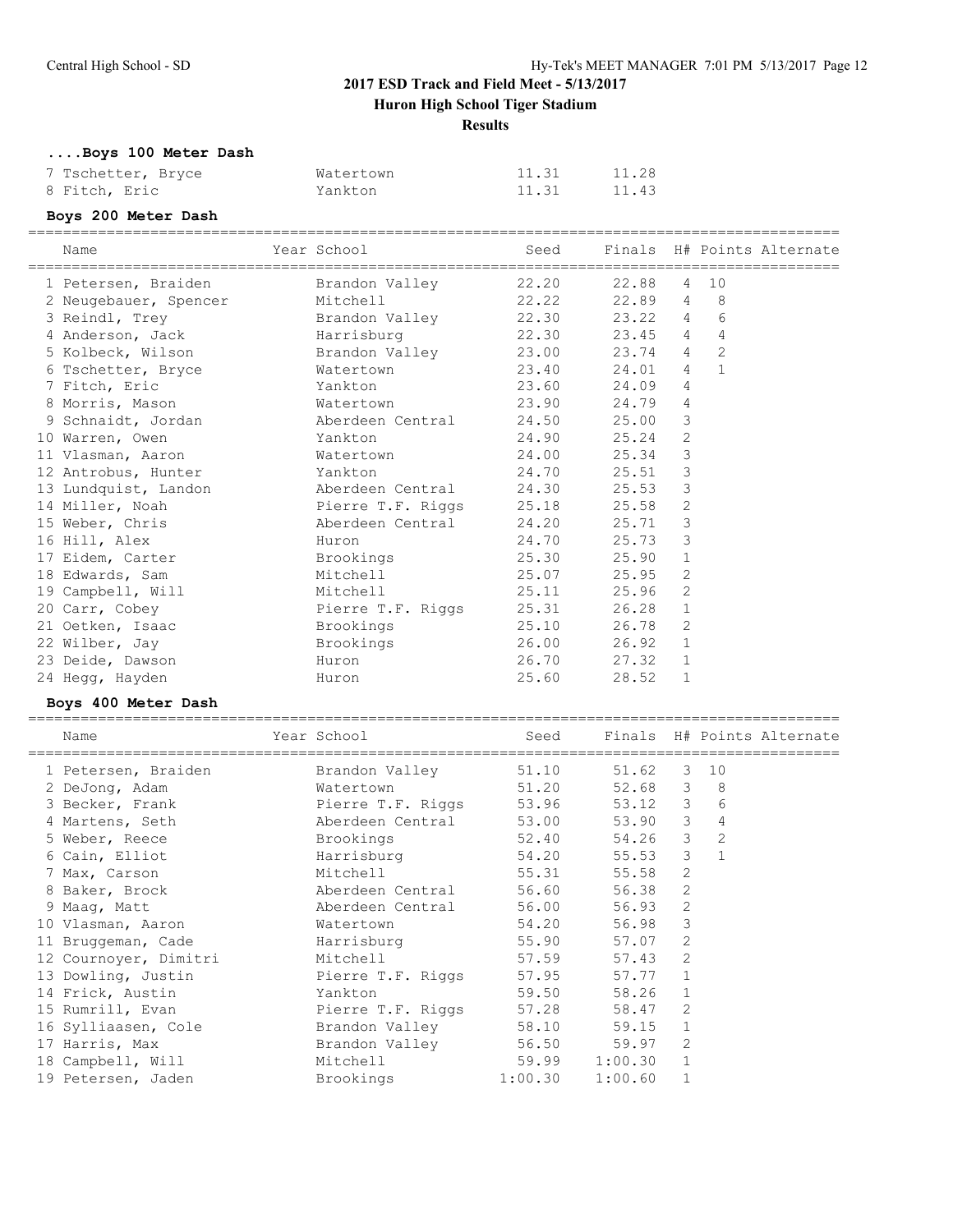## 2017 ESD Track and Field Meet - 5/13/2017

### Huron High School Tiger Stadium

### Results

#### ....Boys 100 Meter Dash

| Name | Year School | Seed | Finals |
|---|---|---|---|
| 7 Tschetter, Bryce | Watertown | 11.31 | 11.28 |
| 8 Fitch, Eric | Yankton | 11.31 | 11.43 |

#### Boys 200 Meter Dash

| Name | Year School | Seed | Finals | H# | Points | Alternate |
|---|---|---|---|---|---|---|
| 1 Petersen, Braiden | Brandon Valley | 22.20 | 22.88 | 4 | 10 | |
| 2 Neugebauer, Spencer | Mitchell | 22.22 | 22.89 | 4 | 8 | |
| 3 Reindl, Trey | Brandon Valley | 22.30 | 23.22 | 4 | 6 | |
| 4 Anderson, Jack | Harrisburg | 22.30 | 23.45 | 4 | 4 | |
| 5 Kolbeck, Wilson | Brandon Valley | 23.00 | 23.74 | 4 | 2 | |
| 6 Tschetter, Bryce | Watertown | 23.40 | 24.01 | 4 | 1 | |
| 7 Fitch, Eric | Yankton | 23.60 | 24.09 | 4 | | |
| 8 Morris, Mason | Watertown | 23.90 | 24.79 | 4 | | |
| 9 Schnaidt, Jordan | Aberdeen Central | 24.50 | 25.00 | 3 | | |
| 10 Warren, Owen | Yankton | 24.90 | 25.24 | 2 | | |
| 11 Vlasman, Aaron | Watertown | 24.00 | 25.34 | 3 | | |
| 12 Antrobus, Hunter | Yankton | 24.70 | 25.51 | 3 | | |
| 13 Lundquist, Landon | Aberdeen Central | 24.30 | 25.53 | 3 | | |
| 14 Miller, Noah | Pierre T.F. Riggs | 25.18 | 25.58 | 2 | | |
| 15 Weber, Chris | Aberdeen Central | 24.20 | 25.71 | 3 | | |
| 16 Hill, Alex | Huron | 24.70 | 25.73 | 3 | | |
| 17 Eidem, Carter | Brookings | 25.30 | 25.90 | 1 | | |
| 18 Edwards, Sam | Mitchell | 25.07 | 25.95 | 2 | | |
| 19 Campbell, Will | Mitchell | 25.11 | 25.96 | 2 | | |
| 20 Carr, Cobey | Pierre T.F. Riggs | 25.31 | 26.28 | 1 | | |
| 21 Oetken, Isaac | Brookings | 25.10 | 26.78 | 2 | | |
| 22 Wilber, Jay | Brookings | 26.00 | 26.92 | 1 | | |
| 23 Deide, Dawson | Huron | 26.70 | 27.32 | 1 | | |
| 24 Hegg, Hayden | Huron | 25.60 | 28.52 | 1 | | |

#### Boys 400 Meter Dash

| Name | Year School | Seed | Finals | H# | Points | Alternate |
|---|---|---|---|---|---|---|
| 1 Petersen, Braiden | Brandon Valley | 51.10 | 51.62 | 3 | 10 | |
| 2 DeJong, Adam | Watertown | 51.20 | 52.68 | 3 | 8 | |
| 3 Becker, Frank | Pierre T.F. Riggs | 53.96 | 53.12 | 3 | 6 | |
| 4 Martens, Seth | Aberdeen Central | 53.00 | 53.90 | 3 | 4 | |
| 5 Weber, Reece | Brookings | 52.40 | 54.26 | 3 | 2 | |
| 6 Cain, Elliot | Harrisburg | 54.20 | 55.53 | 3 | 1 | |
| 7 Max, Carson | Mitchell | 55.31 | 55.58 | 2 | | |
| 8 Baker, Brock | Aberdeen Central | 56.60 | 56.38 | 2 | | |
| 9 Maag, Matt | Aberdeen Central | 56.00 | 56.93 | 2 | | |
| 10 Vlasman, Aaron | Watertown | 54.20 | 56.98 | 3 | | |
| 11 Bruggeman, Cade | Harrisburg | 55.90 | 57.07 | 2 | | |
| 12 Cournoyer, Dimitri | Mitchell | 57.59 | 57.43 | 2 | | |
| 13 Dowling, Justin | Pierre T.F. Riggs | 57.95 | 57.77 | 1 | | |
| 14 Frick, Austin | Yankton | 59.50 | 58.26 | 1 | | |
| 15 Rumrill, Evan | Pierre T.F. Riggs | 57.28 | 58.47 | 2 | | |
| 16 Sylliaasen, Cole | Brandon Valley | 58.10 | 59.15 | 1 | | |
| 17 Harris, Max | Brandon Valley | 56.50 | 59.97 | 2 | | |
| 18 Campbell, Will | Mitchell | 59.99 | 1:00.30 | 1 | | |
| 19 Petersen, Jaden | Brookings | 1:00.30 | 1:00.60 | 1 | | |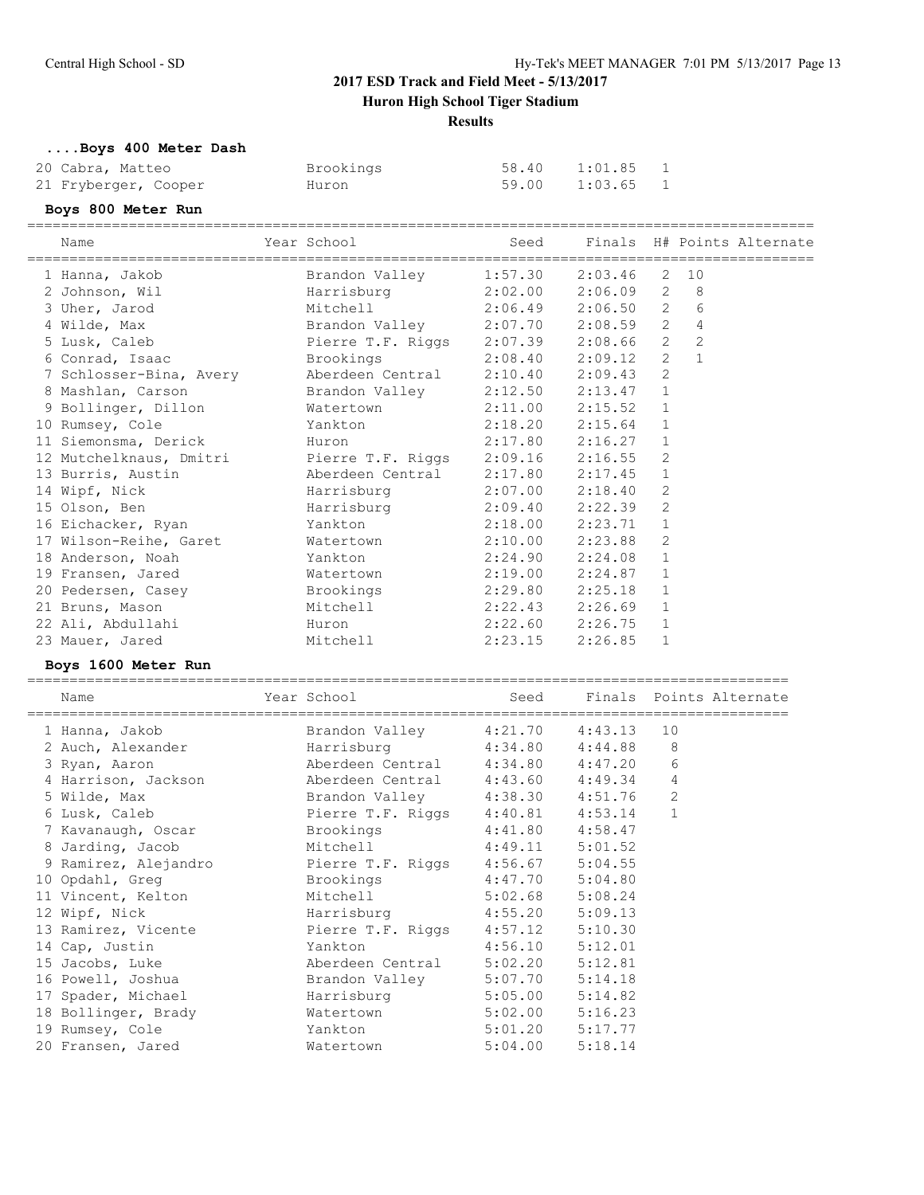**2017 ESD Track and Field Meet - 5/13/2017**

**Huron High School Tiger Stadium**

**Results**

### ....Boys 400 Meter Dash

| | Name | School | Seed | Finals | H# |
|---|---|---|---|---|---|
| 20 | Cabra, Matteo | Brookings | 58.40 | 1:01.85 | 1 |
| 21 | Fryberger, Cooper | Huron | 59.00 | 1:03.65 | 1 |

### Boys 800 Meter Run

| | Name | Year | School | Seed | Finals | H# | Points | Alternate |
|---|---|---|---|---|---|---|---|---|
| 1 | Hanna, Jakob | | Brandon Valley | 1:57.30 | 2:03.46 | 2 | 10 | |
| 2 | Johnson, Wil | | Harrisburg | 2:02.00 | 2:06.09 | 2 | 8 | |
| 3 | Uher, Jarod | | Mitchell | 2:06.49 | 2:06.50 | 2 | 6 | |
| 4 | Wilde, Max | | Brandon Valley | 2:07.70 | 2:08.59 | 2 | 4 | |
| 5 | Lusk, Caleb | | Pierre T.F. Riggs | 2:07.39 | 2:08.66 | 2 | 2 | |
| 6 | Conrad, Isaac | | Brookings | 2:08.40 | 2:09.12 | 2 | 1 | |
| 7 | Schlosser-Bina, Avery | | Aberdeen Central | 2:10.40 | 2:09.43 | 2 | | |
| 8 | Mashlan, Carson | | Brandon Valley | 2:12.50 | 2:13.47 | 1 | | |
| 9 | Bollinger, Dillon | | Watertown | 2:11.00 | 2:15.52 | 1 | | |
| 10 | Rumsey, Cole | | Yankton | 2:18.20 | 2:15.64 | 1 | | |
| 11 | Siemonsma, Derick | | Huron | 2:17.80 | 2:16.27 | 1 | | |
| 12 | Mutchelknaus, Dmitri | | Pierre T.F. Riggs | 2:09.16 | 2:16.55 | 2 | | |
| 13 | Burris, Austin | | Aberdeen Central | 2:17.80 | 2:17.45 | 1 | | |
| 14 | Wipf, Nick | | Harrisburg | 2:07.00 | 2:18.40 | 2 | | |
| 15 | Olson, Ben | | Harrisburg | 2:09.40 | 2:22.39 | 2 | | |
| 16 | Eichacker, Ryan | | Yankton | 2:18.00 | 2:23.71 | 1 | | |
| 17 | Wilson-Reihe, Garet | | Watertown | 2:10.00 | 2:23.88 | 2 | | |
| 18 | Anderson, Noah | | Yankton | 2:24.90 | 2:24.08 | 1 | | |
| 19 | Fransen, Jared | | Watertown | 2:19.00 | 2:24.87 | 1 | | |
| 20 | Pedersen, Casey | | Brookings | 2:29.80 | 2:25.18 | 1 | | |
| 21 | Bruns, Mason | | Mitchell | 2:22.43 | 2:26.69 | 1 | | |
| 22 | Ali, Abdullahi | | Huron | 2:22.60 | 2:26.75 | 1 | | |
| 23 | Mauer, Jared | | Mitchell | 2:23.15 | 2:26.85 | 1 | | |

### Boys 1600 Meter Run

| | Name | Year | School | Seed | Finals | Points | Alternate |
|---|---|---|---|---|---|---|---|
| 1 | Hanna, Jakob | | Brandon Valley | 4:21.70 | 4:43.13 | 10 | |
| 2 | Auch, Alexander | | Harrisburg | 4:34.80 | 4:44.88 | 8 | |
| 3 | Ryan, Aaron | | Aberdeen Central | 4:34.80 | 4:47.20 | 6 | |
| 4 | Harrison, Jackson | | Aberdeen Central | 4:43.60 | 4:49.34 | 4 | |
| 5 | Wilde, Max | | Brandon Valley | 4:38.30 | 4:51.76 | 2 | |
| 6 | Lusk, Caleb | | Pierre T.F. Riggs | 4:40.81 | 4:53.14 | 1 | |
| 7 | Kavanaugh, Oscar | | Brookings | 4:41.80 | 4:58.47 | | |
| 8 | Jarding, Jacob | | Mitchell | 4:49.11 | 5:01.52 | | |
| 9 | Ramirez, Alejandro | | Pierre T.F. Riggs | 4:56.67 | 5:04.55 | | |
| 10 | Opdahl, Greg | | Brookings | 4:47.70 | 5:04.80 | | |
| 11 | Vincent, Kelton | | Mitchell | 5:02.68 | 5:08.24 | | |
| 12 | Wipf, Nick | | Harrisburg | 4:55.20 | 5:09.13 | | |
| 13 | Ramirez, Vicente | | Pierre T.F. Riggs | 4:57.12 | 5:10.30 | | |
| 14 | Cap, Justin | | Yankton | 4:56.10 | 5:12.01 | | |
| 15 | Jacobs, Luke | | Aberdeen Central | 5:02.20 | 5:12.81 | | |
| 16 | Powell, Joshua | | Brandon Valley | 5:07.70 | 5:14.18 | | |
| 17 | Spader, Michael | | Harrisburg | 5:05.00 | 5:14.82 | | |
| 18 | Bollinger, Brady | | Watertown | 5:02.00 | 5:16.23 | | |
| 19 | Rumsey, Cole | | Yankton | 5:01.20 | 5:17.77 | | |
| 20 | Fransen, Jared | | Watertown | 5:04.00 | 5:18.14 | | |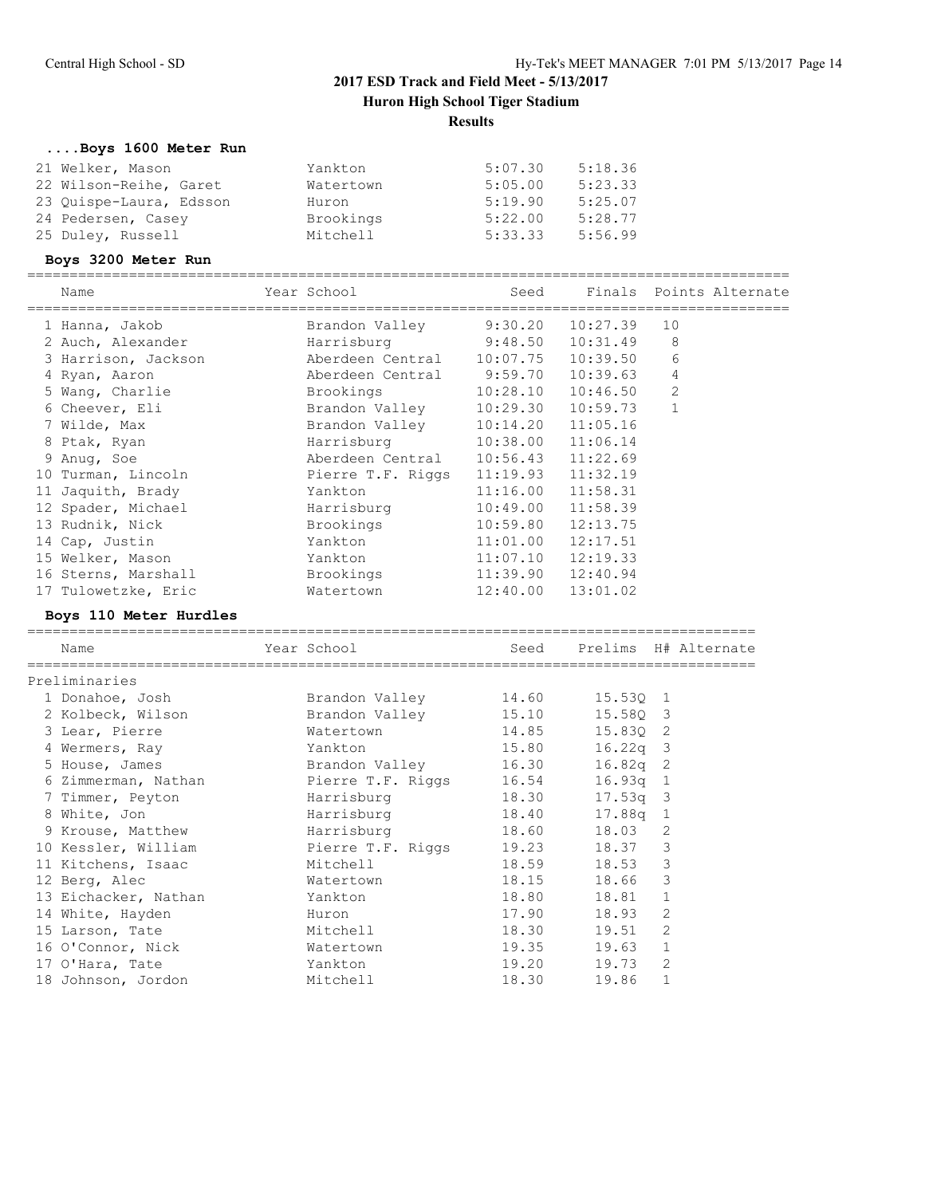# 2017 ESD Track and Field Meet - 5/13/2017

## Huron High School Tiger Stadium

### Results

#### ....Boys 1600 Meter Run

| Place | Name | School | Seed | Finals |
|---|---|---|---|---|
| 21 | Welker, Mason | Yankton | 5:07.30 | 5:18.36 |
| 22 | Wilson-Reihe, Garet | Watertown | 5:05.00 | 5:23.33 |
| 23 | Quispe-Laura, Edsson | Huron | 5:19.90 | 5:25.07 |
| 24 | Pedersen, Casey | Brookings | 5:22.00 | 5:28.77 |
| 25 | Duley, Russell | Mitchell | 5:33.33 | 5:56.99 |

#### Boys 3200 Meter Run

| | Name | Year | School | Seed | Finals | Points | Alternate |
|---|---|---|---|---|---|---|---|
| 1 | Hanna, Jakob | | Brandon Valley | 9:30.20 | 10:27.39 | 10 | |
| 2 | Auch, Alexander | | Harrisburg | 9:48.50 | 10:31.49 | 8 | |
| 3 | Harrison, Jackson | | Aberdeen Central | 10:07.75 | 10:39.50 | 6 | |
| 4 | Ryan, Aaron | | Aberdeen Central | 9:59.70 | 10:39.63 | 4 | |
| 5 | Wang, Charlie | | Brookings | 10:28.10 | 10:46.50 | 2 | |
| 6 | Cheever, Eli | | Brandon Valley | 10:29.30 | 10:59.73 | 1 | |
| 7 | Wilde, Max | | Brandon Valley | 10:14.20 | 11:05.16 | | |
| 8 | Ptak, Ryan | | Harrisburg | 10:38.00 | 11:06.14 | | |
| 9 | Anug, Soe | | Aberdeen Central | 10:56.43 | 11:22.69 | | |
| 10 | Turman, Lincoln | | Pierre T.F. Riggs | 11:19.93 | 11:32.19 | | |
| 11 | Jaquith, Brady | | Yankton | 11:16.00 | 11:58.31 | | |
| 12 | Spader, Michael | | Harrisburg | 10:49.00 | 11:58.39 | | |
| 13 | Rudnik, Nick | | Brookings | 10:59.80 | 12:13.75 | | |
| 14 | Cap, Justin | | Yankton | 11:01.00 | 12:17.51 | | |
| 15 | Welker, Mason | | Yankton | 11:07.10 | 12:19.33 | | |
| 16 | Sterns, Marshall | | Brookings | 11:39.90 | 12:40.94 | | |
| 17 | Tulowetzke, Eric | | Watertown | 12:40.00 | 13:01.02 | | |

#### Boys 110 Meter Hurdles

| | Name | Year | School | Seed | Prelims | H# | Alternate |
|---|---|---|---|---|---|---|---|
| **Preliminaries** | | | | | | | |
| 1 | Donahoe, Josh | | Brandon Valley | 14.60 | 15.53Q | 1 | |
| 2 | Kolbeck, Wilson | | Brandon Valley | 15.10 | 15.58Q | 3 | |
| 3 | Lear, Pierre | | Watertown | 14.85 | 15.83Q | 2 | |
| 4 | Wermers, Ray | | Yankton | 15.80 | 16.22q | 3 | |
| 5 | House, James | | Brandon Valley | 16.30 | 16.82q | 2 | |
| 6 | Zimmerman, Nathan | | Pierre T.F. Riggs | 16.54 | 16.93q | 1 | |
| 7 | Timmer, Peyton | | Harrisburg | 18.30 | 17.53q | 3 | |
| 8 | White, Jon | | Harrisburg | 18.40 | 17.88q | 1 | |
| 9 | Krouse, Matthew | | Harrisburg | 18.60 | 18.03 | 2 | |
| 10 | Kessler, William | | Pierre T.F. Riggs | 19.23 | 18.37 | 3 | |
| 11 | Kitchens, Isaac | | Mitchell | 18.59 | 18.53 | 3 | |
| 12 | Berg, Alec | | Watertown | 18.15 | 18.66 | 3 | |
| 13 | Eichacker, Nathan | | Yankton | 18.80 | 18.81 | 1 | |
| 14 | White, Hayden | | Huron | 17.90 | 18.93 | 2 | |
| 15 | Larson, Tate | | Mitchell | 18.30 | 19.51 | 2 | |
| 16 | O'Connor, Nick | | Watertown | 19.35 | 19.63 | 1 | |
| 17 | O'Hara, Tate | | Yankton | 19.20 | 19.73 | 2 | |
| 18 | Johnson, Jordon | | Mitchell | 18.30 | 19.86 | 1 | |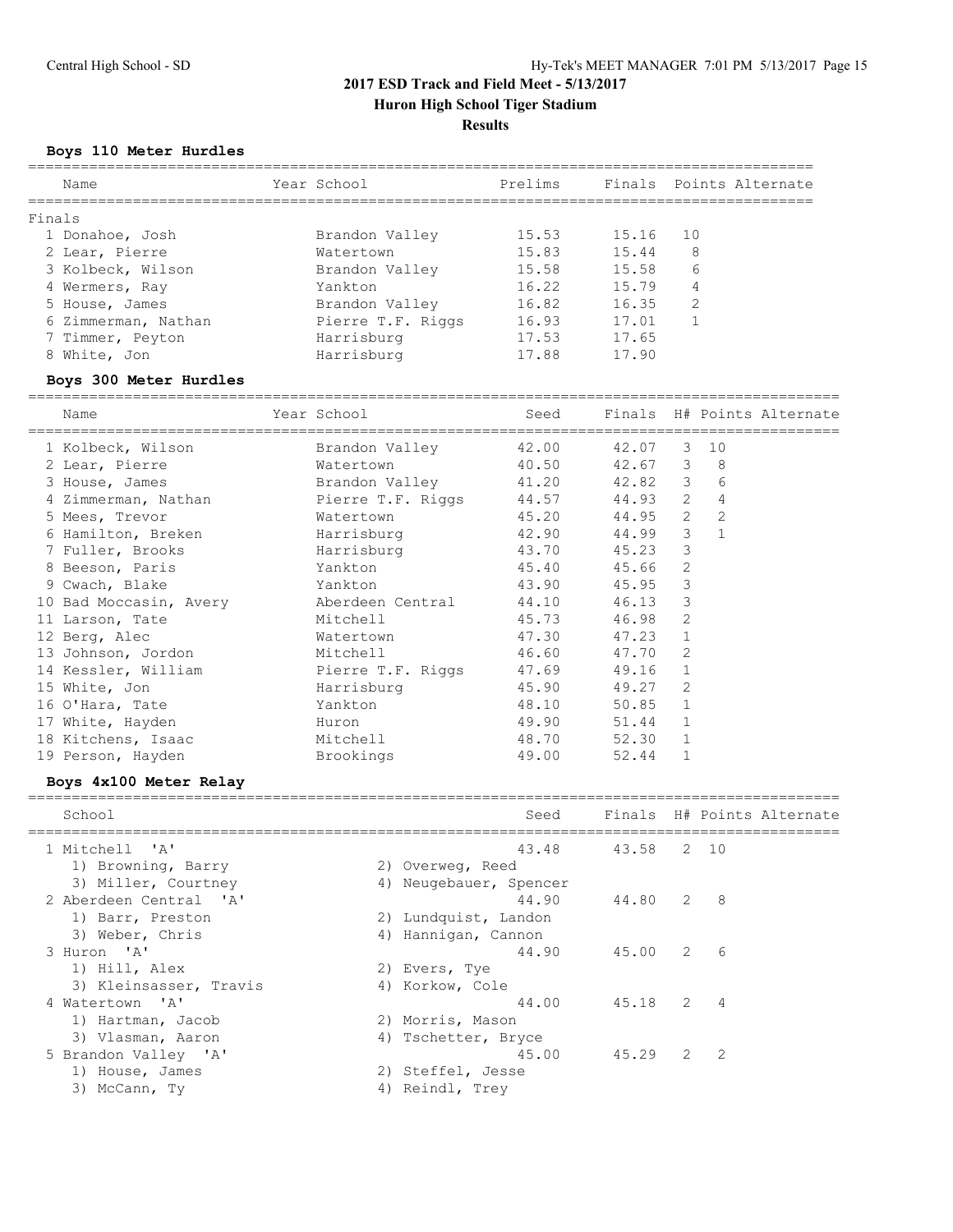# 2017 ESD Track and Field Meet - 5/13/2017

## Huron High School Tiger Stadium

### Results

**Boys 110 Meter Hurdles**

Finals

| | Name | Year | School | Prelims | Finals | Points | Alternate |
|---|---|---|---|---|---|---|---|
| 1 | Donahoe, Josh | | Brandon Valley | 15.53 | 15.16 | 10 | |
| 2 | Lear, Pierre | | Watertown | 15.83 | 15.44 | 8 | |
| 3 | Kolbeck, Wilson | | Brandon Valley | 15.58 | 15.58 | 6 | |
| 4 | Wermers, Ray | | Yankton | 16.22 | 15.79 | 4 | |
| 5 | House, James | | Brandon Valley | 16.82 | 16.35 | 2 | |
| 6 | Zimmerman, Nathan | | Pierre T.F. Riggs | 16.93 | 17.01 | 1 | |
| 7 | Timmer, Peyton | | Harrisburg | 17.53 | 17.65 | | |
| 8 | White, Jon | | Harrisburg | 17.88 | 17.90 | | |

**Boys 300 Meter Hurdles**

| | Name | Year | School | Seed | Finals | H# | Points | Alternate |
|---|---|---|---|---|---|---|---|---|
| 1 | Kolbeck, Wilson | | Brandon Valley | 42.00 | 42.07 | 3 | 10 | |
| 2 | Lear, Pierre | | Watertown | 40.50 | 42.67 | 3 | 8 | |
| 3 | House, James | | Brandon Valley | 41.20 | 42.82 | 3 | 6 | |
| 4 | Zimmerman, Nathan | | Pierre T.F. Riggs | 44.57 | 44.93 | 2 | 4 | |
| 5 | Mees, Trevor | | Watertown | 45.20 | 44.95 | 2 | 2 | |
| 6 | Hamilton, Breken | | Harrisburg | 42.90 | 44.99 | 3 | 1 | |
| 7 | Fuller, Brooks | | Harrisburg | 43.70 | 45.23 | 3 | | |
| 8 | Beeson, Paris | | Yankton | 45.40 | 45.66 | 2 | | |
| 9 | Cwach, Blake | | Yankton | 43.90 | 45.95 | 3 | | |
| 10 | Bad Moccasin, Avery | | Aberdeen Central | 44.10 | 46.13 | 3 | | |
| 11 | Larson, Tate | | Mitchell | 45.73 | 46.98 | 2 | | |
| 12 | Berg, Alec | | Watertown | 47.30 | 47.23 | 1 | | |
| 13 | Johnson, Jordon | | Mitchell | 46.60 | 47.70 | 2 | | |
| 14 | Kessler, William | | Pierre T.F. Riggs | 47.69 | 49.16 | 1 | | |
| 15 | White, Jon | | Harrisburg | 45.90 | 49.27 | 2 | | |
| 16 | O'Hara, Tate | | Yankton | 48.10 | 50.85 | 1 | | |
| 17 | White, Hayden | | Huron | 49.90 | 51.44 | 1 | | |
| 18 | Kitchens, Isaac | | Mitchell | 48.70 | 52.30 | 1 | | |
| 19 | Person, Hayden | | Brookings | 49.00 | 52.44 | 1 | | |

**Boys 4x100 Meter Relay**

| | School | Seed | Finals | H# | Points | Alternate |
|---|---|---|---|---|---|---|
| 1 | Mitchell 'A' | 43.48 | 43.58 | 2 | 10 | |
| | 1) Browning, Barry; 2) Overweg, Reed; 3) Miller, Courtney; 4) Neugebauer, Spencer | | | | | |
| 2 | Aberdeen Central 'A' | 44.90 | 44.80 | 2 | 8 | |
| | 1) Barr, Preston; 2) Lundquist, Landon; 3) Weber, Chris; 4) Hannigan, Cannon | | | | | |
| 3 | Huron 'A' | 44.90 | 45.00 | 2 | 6 | |
| | 1) Hill, Alex; 2) Evers, Tye; 3) Kleinsasser, Travis; 4) Korkow, Cole | | | | | |
| 4 | Watertown 'A' | 44.00 | 45.18 | 2 | 4 | |
| | 1) Hartman, Jacob; 2) Morris, Mason; 3) Vlasman, Aaron; 4) Tschetter, Bryce | | | | | |
| 5 | Brandon Valley 'A' | 45.00 | 45.29 | 2 | 2 | |
| | 1) House, James; 2) Steffel, Jesse; 3) McCann, Ty; 4) Reindl, Trey | | | | | |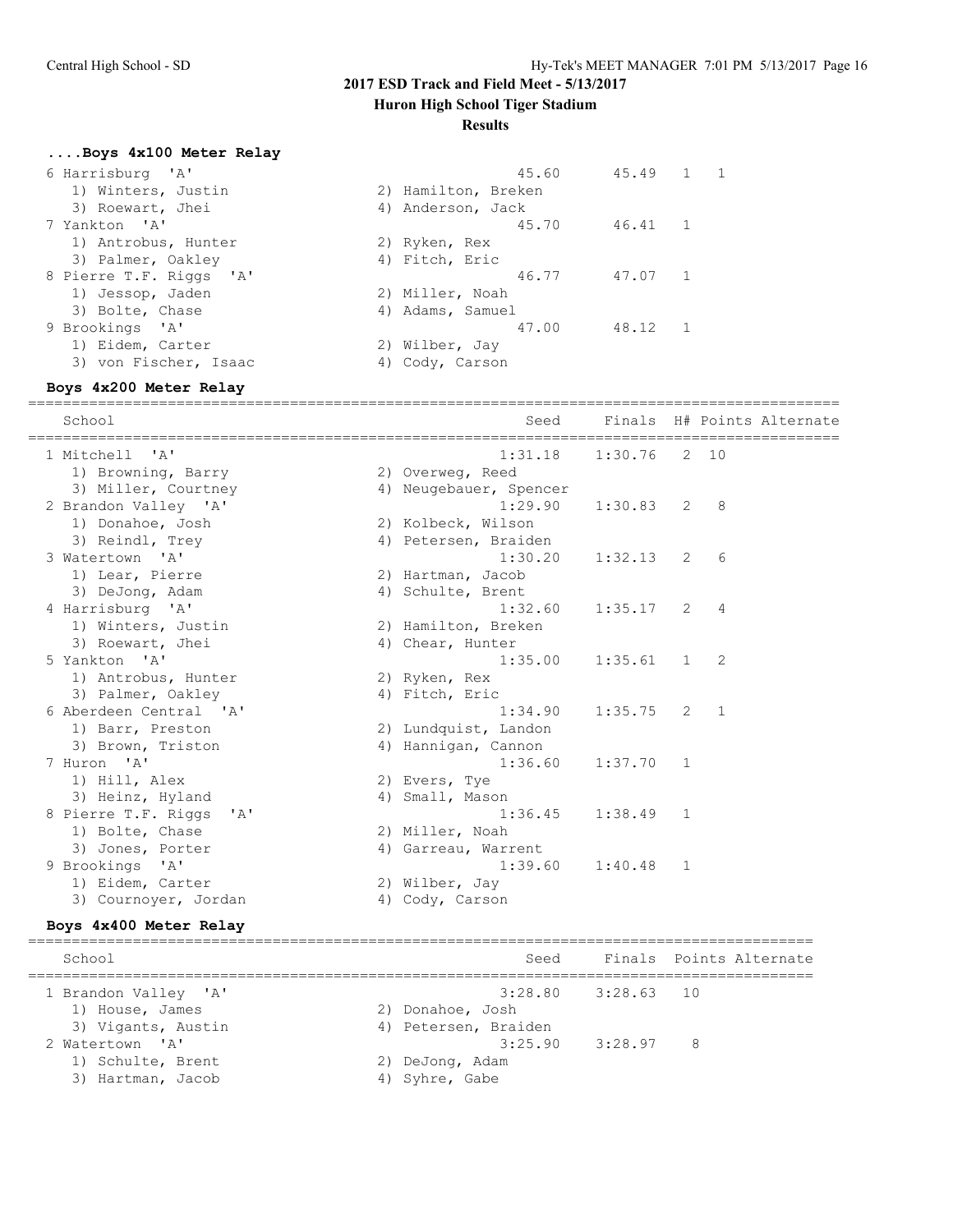## ....Boys 4x100 Meter Relay

| Place | School | Seed | Finals | H# | Points |
|---|---|---|---|---|---|
| 6 | Harrisburg 'A' | 45.60 | 45.49 | 1 | 1 |
| | 1) Winters, Justin; 2) Hamilton, Breken; 3) Roewart, Jhei; 4) Anderson, Jack | | | | |
| 7 | Yankton 'A' | 45.70 | 46.41 | 1 | |
| | 1) Antrobus, Hunter; 2) Ryken, Rex; 3) Palmer, Oakley; 4) Fitch, Eric | | | | |
| 8 | Pierre T.F. Riggs 'A' | 46.77 | 47.07 | 1 | |
| | 1) Jessop, Jaden; 2) Miller, Noah; 3) Bolte, Chase; 4) Adams, Samuel | | | | |
| 9 | Brookings 'A' | 47.00 | 48.12 | 1 | |
| | 1) Eidem, Carter; 2) Wilber, Jay; 3) von Fischer, Isaac; 4) Cody, Carson | | | | |

## Boys 4x200 Meter Relay

| Place | School | Seed | Finals | H# | Points | Alternate |
|---|---|---|---|---|---|---|
| 1 | Mitchell 'A' | 1:31.18 | 1:30.76 | 2 | 10 | |
| | 1) Browning, Barry; 2) Overweg, Reed; 3) Miller, Courtney; 4) Neugebauer, Spencer | | | | | |
| 2 | Brandon Valley 'A' | 1:29.90 | 1:30.83 | 2 | 8 | |
| | 1) Donahoe, Josh; 2) Kolbeck, Wilson; 3) Reindl, Trey; 4) Petersen, Braiden | | | | | |
| 3 | Watertown 'A' | 1:30.20 | 1:32.13 | 2 | 6 | |
| | 1) Lear, Pierre; 2) Hartman, Jacob; 3) DeJong, Adam; 4) Schulte, Brent | | | | | |
| 4 | Harrisburg 'A' | 1:32.60 | 1:35.17 | 2 | 4 | |
| | 1) Winters, Justin; 2) Hamilton, Breken; 3) Roewart, Jhei; 4) Chear, Hunter | | | | | |
| 5 | Yankton 'A' | 1:35.00 | 1:35.61 | 1 | 2 | |
| | 1) Antrobus, Hunter; 2) Ryken, Rex; 3) Palmer, Oakley; 4) Fitch, Eric | | | | | |
| 6 | Aberdeen Central 'A' | 1:34.90 | 1:35.75 | 2 | 1 | |
| | 1) Barr, Preston; 2) Lundquist, Landon; 3) Brown, Triston; 4) Hannigan, Cannon | | | | | |
| 7 | Huron 'A' | 1:36.60 | 1:37.70 | 1 | | |
| | 1) Hill, Alex; 2) Evers, Tye; 3) Heinz, Hyland; 4) Small, Mason | | | | | |
| 8 | Pierre T.F. Riggs 'A' | 1:36.45 | 1:38.49 | 1 | | |
| | 1) Bolte, Chase; 2) Miller, Noah; 3) Jones, Porter; 4) Garreau, Warrent | | | | | |
| 9 | Brookings 'A' | 1:39.60 | 1:40.48 | 1 | | |
| | 1) Eidem, Carter; 2) Wilber, Jay; 3) Cournoyer, Jordan; 4) Cody, Carson | | | | | |

## Boys 4x400 Meter Relay

| Place | School | Seed | Finals | Points | Alternate |
|---|---|---|---|---|---|
| 1 | Brandon Valley 'A' | 3:28.80 | 3:28.63 | 10 | |
| | 1) House, James; 2) Donahoe, Josh; 3) Vigants, Austin; 4) Petersen, Braiden | | | | |
| 2 | Watertown 'A' | 3:25.90 | 3:28.97 | 8 | |
| | 1) Schulte, Brent; 2) DeJong, Adam; 3) Hartman, Jacob; 4) Syhre, Gabe | | | | |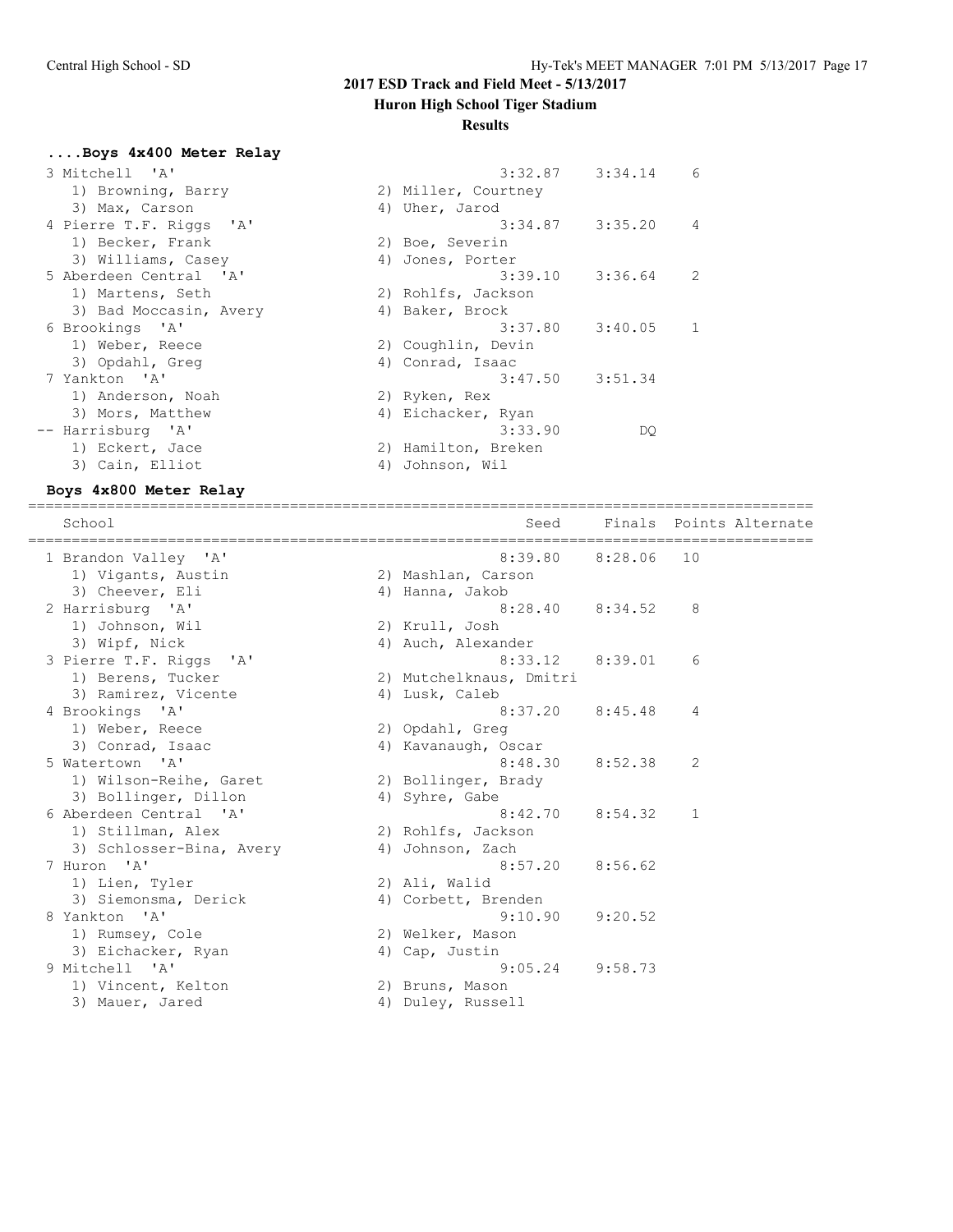## 2017 ESD Track and Field Meet - 5/13/2017

### Huron High School Tiger Stadium

#### Results

### ....Boys 4x400 Meter Relay

| School | Seed | Finals | Points |
|---|---|---|---|
| 3 Mitchell 'A' | 3:32.87 | 3:34.14 | 6 |
| 1) Browning, Barry 2) Miller, Courtney 3) Max, Carson 4) Uher, Jarod | | | |
| 4 Pierre T.F. Riggs 'A' | 3:34.87 | 3:35.20 | 4 |
| 1) Becker, Frank 2) Boe, Severin 3) Williams, Casey 4) Jones, Porter | | | |
| 5 Aberdeen Central 'A' | 3:39.10 | 3:36.64 | 2 |
| 1) Martens, Seth 2) Rohlfs, Jackson 3) Bad Moccasin, Avery 4) Baker, Brock | | | |
| 6 Brookings 'A' | 3:37.80 | 3:40.05 | 1 |
| 1) Weber, Reece 2) Coughlin, Devin 3) Opdahl, Greg 4) Conrad, Isaac | | | |
| 7 Yankton 'A' | 3:47.50 | 3:51.34 | |
| 1) Anderson, Noah 2) Ryken, Rex 3) Mors, Matthew 4) Eichacker, Ryan | | | |
| -- Harrisburg 'A' | 3:33.90 | DQ | |
| 1) Eckert, Jace 2) Hamilton, Breken 3) Cain, Elliot 4) Johnson, Wil | | | |

### Boys 4x800 Meter Relay

| School | Seed | Finals | Points | Alternate |
|---|---|---|---|---|
| 1 Brandon Valley 'A' | 8:39.80 | 8:28.06 | 10 | |
| 1) Vigants, Austin 2) Mashlan, Carson 3) Cheever, Eli 4) Hanna, Jakob | | | | |
| 2 Harrisburg 'A' | 8:28.40 | 8:34.52 | 8 | |
| 1) Johnson, Wil 2) Krull, Josh 3) Wipf, Nick 4) Auch, Alexander | | | | |
| 3 Pierre T.F. Riggs 'A' | 8:33.12 | 8:39.01 | 6 | |
| 1) Berens, Tucker 2) Mutchelknaus, Dmitri 3) Ramirez, Vicente 4) Lusk, Caleb | | | | |
| 4 Brookings 'A' | 8:37.20 | 8:45.48 | 4 | |
| 1) Weber, Reece 2) Opdahl, Greg 3) Conrad, Isaac 4) Kavanaugh, Oscar | | | | |
| 5 Watertown 'A' | 8:48.30 | 8:52.38 | 2 | |
| 1) Wilson-Reihe, Garet 2) Bollinger, Brady 3) Bollinger, Dillon 4) Syhre, Gabe | | | | |
| 6 Aberdeen Central 'A' | 8:42.70 | 8:54.32 | 1 | |
| 1) Stillman, Alex 2) Rohlfs, Jackson 3) Schlosser-Bina, Avery 4) Johnson, Zach | | | | |
| 7 Huron 'A' | 8:57.20 | 8:56.62 | | |
| 1) Lien, Tyler 2) Ali, Walid 3) Siemonsma, Derick 4) Corbett, Brenden | | | | |
| 8 Yankton 'A' | 9:10.90 | 9:20.52 | | |
| 1) Rumsey, Cole 2) Welker, Mason 3) Eichacker, Ryan 4) Cap, Justin | | | | |
| 9 Mitchell 'A' | 9:05.24 | 9:58.73 | | |
| 1) Vincent, Kelton 2) Bruns, Mason 3) Mauer, Jared 4) Duley, Russell | | | | |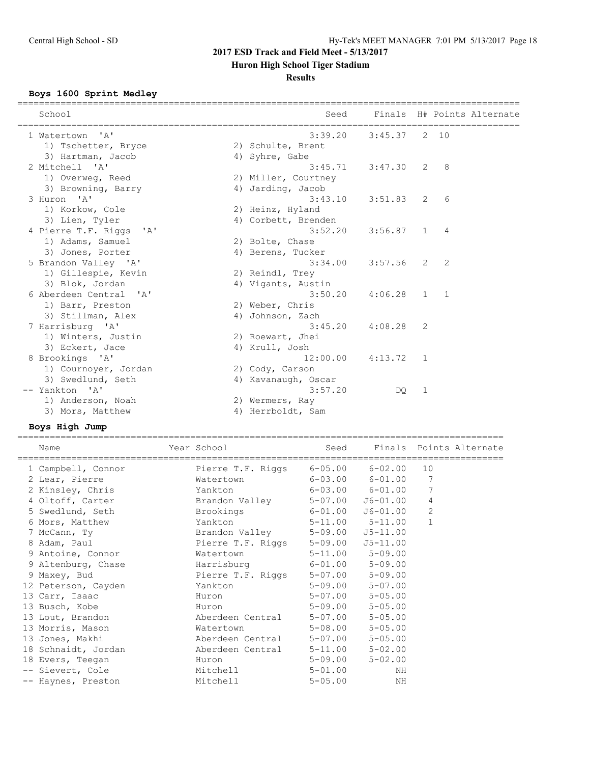## 2017 ESD Track and Field Meet - 5/13/2017

### Huron High School Tiger Stadium

### Results

#### Boys 1600 Sprint Medley

| Place | School | Seed | Finals | H# | Points | Alternate |
|---|---|---|---|---|---|---|
| 1 | Watertown 'A' | 3:39.20 | 3:45.37 | 2 | 10 | |
| | 1) Tschetter, Bryce; 2) Schulte, Brent; 3) Hartman, Jacob; 4) Syhre, Gabe | | | | | |
| 2 | Mitchell 'A' | 3:45.71 | 3:47.30 | 2 | 8 | |
| | 1) Overweg, Reed; 2) Miller, Courtney; 3) Browning, Barry; 4) Jarding, Jacob | | | | | |
| 3 | Huron 'A' | 3:43.10 | 3:51.83 | 2 | 6 | |
| | 1) Korkow, Cole; 2) Heinz, Hyland; 3) Lien, Tyler; 4) Corbett, Brenden | | | | | |
| 4 | Pierre T.F. Riggs 'A' | 3:52.20 | 3:56.87 | 1 | 4 | |
| | 1) Adams, Samuel; 2) Bolte, Chase; 3) Jones, Porter; 4) Berens, Tucker | | | | | |
| 5 | Brandon Valley 'A' | 3:34.00 | 3:57.56 | 2 | 2 | |
| | 1) Gillespie, Kevin; 2) Reindl, Trey; 3) Blok, Jordan; 4) Vigants, Austin | | | | | |
| 6 | Aberdeen Central 'A' | 3:50.20 | 4:06.28 | 1 | 1 | |
| | 1) Barr, Preston; 2) Weber, Chris; 3) Stillman, Alex; 4) Johnson, Zach | | | | | |
| 7 | Harrisburg 'A' | 3:45.20 | 4:08.28 | 2 | | |
| | 1) Winters, Justin; 2) Roewart, Jhei; 3) Eckert, Jace; 4) Krull, Josh | | | | | |
| 8 | Brookings 'A' | 12:00.00 | 4:13.72 | 1 | | |
| | 1) Cournoyer, Jordan; 2) Cody, Carson; 3) Swedlund, Seth; 4) Kavanaugh, Oscar | | | | | |
| -- | Yankton 'A' | 3:57.20 | DQ | 1 | | |
| | 1) Anderson, Noah; 2) Wermers, Ray; 3) Mors, Matthew; 4) Herrboldt, Sam | | | | | |

#### Boys High Jump

| Place | Name | Year | School | Seed | Finals | Points | Alternate |
|---|---|---|---|---|---|---|---|
| 1 | Campbell, Connor | | Pierre T.F. Riggs | 6-05.00 | 6-02.00 | 10 | |
| 2 | Lear, Pierre | | Watertown | 6-03.00 | 6-01.00 | 7 | |
| 2 | Kinsley, Chris | | Yankton | 6-03.00 | 6-01.00 | 7 | |
| 4 | Oltoff, Carter | | Brandon Valley | 5-07.00 | J6-01.00 | 4 | |
| 5 | Swedlund, Seth | | Brookings | 6-01.00 | J6-01.00 | 2 | |
| 6 | Mors, Matthew | | Yankton | 5-11.00 | 5-11.00 | 1 | |
| 7 | McCann, Ty | | Brandon Valley | 5-09.00 | J5-11.00 | | |
| 8 | Adam, Paul | | Pierre T.F. Riggs | 5-09.00 | J5-11.00 | | |
| 9 | Antoine, Connor | | Watertown | 5-11.00 | 5-09.00 | | |
| 9 | Altenburg, Chase | | Harrisburg | 6-01.00 | 5-09.00 | | |
| 9 | Maxey, Bud | | Pierre T.F. Riggs | 5-07.00 | 5-09.00 | | |
| 12 | Peterson, Cayden | | Yankton | 5-09.00 | 5-07.00 | | |
| 13 | Carr, Isaac | | Huron | 5-07.00 | 5-05.00 | | |
| 13 | Busch, Kobe | | Huron | 5-09.00 | 5-05.00 | | |
| 13 | Lout, Brandon | | Aberdeen Central | 5-07.00 | 5-05.00 | | |
| 13 | Morris, Mason | | Watertown | 5-08.00 | 5-05.00 | | |
| 13 | Jones, Makhi | | Aberdeen Central | 5-07.00 | 5-05.00 | | |
| 18 | Schnaidt, Jordan | | Aberdeen Central | 5-11.00 | 5-02.00 | | |
| 18 | Evers, Teegan | | Huron | 5-09.00 | 5-02.00 | | |
| -- | Sievert, Cole | | Mitchell | 5-01.00 | NH | | |
| -- | Haynes, Preston | | Mitchell | 5-05.00 | NH | | |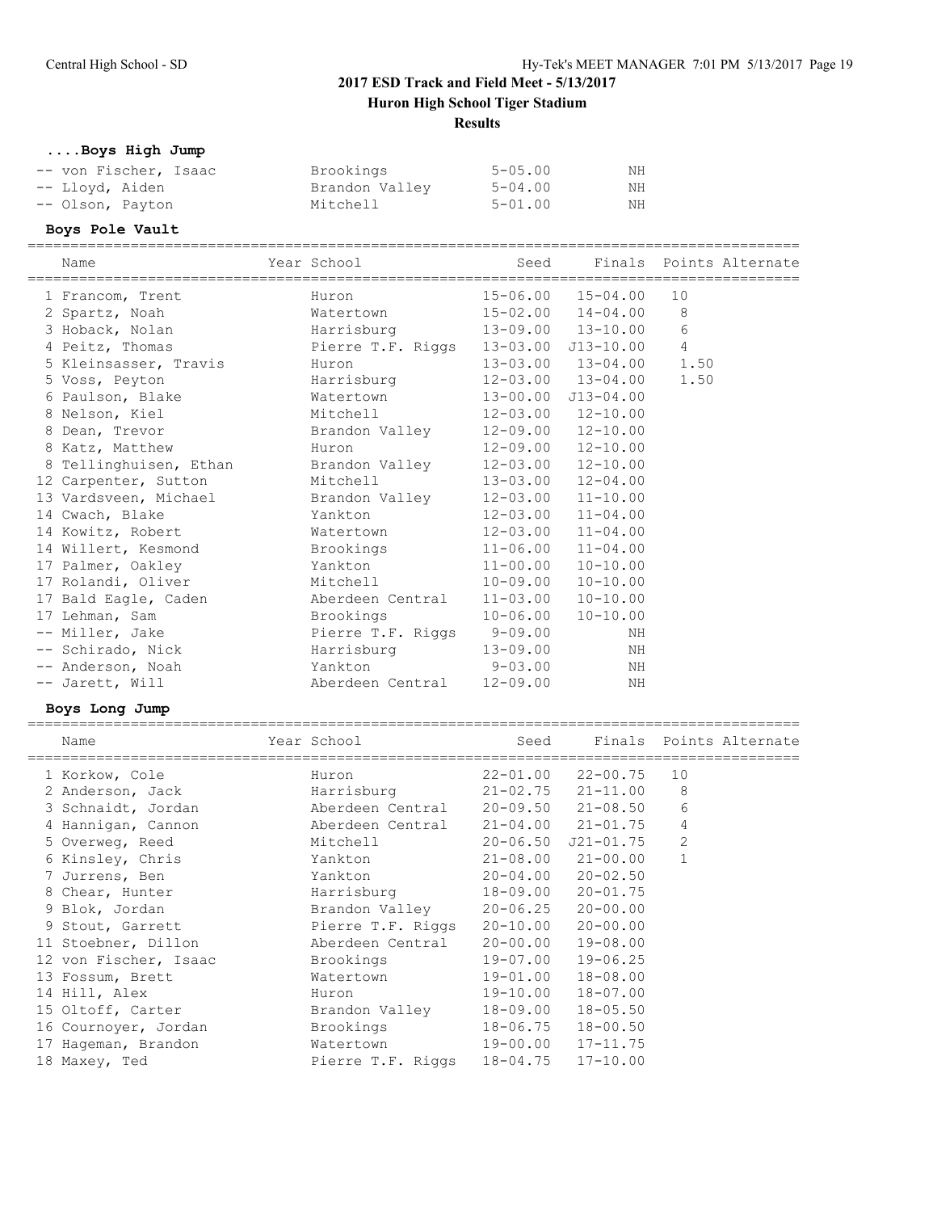# 2017 ESD Track and Field Meet - 5/13/2017

## Huron High School Tiger Stadium

### Results

#### ....Boys High Jump

| Place | Name | Year | School | Seed | Finals | Points |
|---|---|---|---|---|---|---|
| -- | von Fischer, Isaac | | Brookings | 5-05.00 | NH | |
| -- | Lloyd, Aiden | | Brandon Valley | 5-04.00 | NH | |
| -- | Olson, Payton | | Mitchell | 5-01.00 | NH | |

#### Boys Pole Vault

| Place | Name | Year | School | Seed | Finals | Points | Alternate |
|---|---|---|---|---|---|---|---|
| 1 | Francom, Trent | | Huron | 15-06.00 | 15-04.00 | 10 | |
| 2 | Spartz, Noah | | Watertown | 15-02.00 | 14-04.00 | 8 | |
| 3 | Hoback, Nolan | | Harrisburg | 13-09.00 | 13-10.00 | 6 | |
| 4 | Peitz, Thomas | | Pierre T.F. Riggs | 13-03.00 | J13-10.00 | 4 | |
| 5 | Kleinsasser, Travis | | Huron | 13-03.00 | 13-04.00 | 1.50 | |
| 5 | Voss, Peyton | | Harrisburg | 12-03.00 | 13-04.00 | 1.50 | |
| 6 | Paulson, Blake | | Watertown | 13-00.00 | J13-04.00 | | |
| 8 | Nelson, Kiel | | Mitchell | 12-03.00 | 12-10.00 | | |
| 8 | Dean, Trevor | | Brandon Valley | 12-09.00 | 12-10.00 | | |
| 8 | Katz, Matthew | | Huron | 12-09.00 | 12-10.00 | | |
| 8 | Tellinghuisen, Ethan | | Brandon Valley | 12-03.00 | 12-10.00 | | |
| 12 | Carpenter, Sutton | | Mitchell | 13-03.00 | 12-04.00 | | |
| 13 | Vardsveen, Michael | | Brandon Valley | 12-03.00 | 11-10.00 | | |
| 14 | Cwach, Blake | | Yankton | 12-03.00 | 11-04.00 | | |
| 14 | Kowitz, Robert | | Watertown | 12-03.00 | 11-04.00 | | |
| 14 | Willert, Kesmond | | Brookings | 11-06.00 | 11-04.00 | | |
| 17 | Palmer, Oakley | | Yankton | 11-00.00 | 10-10.00 | | |
| 17 | Rolandi, Oliver | | Mitchell | 10-09.00 | 10-10.00 | | |
| 17 | Bald Eagle, Caden | | Aberdeen Central | 11-03.00 | 10-10.00 | | |
| 17 | Lehman, Sam | | Brookings | 10-06.00 | 10-10.00 | | |
| -- | Miller, Jake | | Pierre T.F. Riggs | 9-09.00 | NH | | |
| -- | Schirado, Nick | | Harrisburg | 13-09.00 | NH | | |
| -- | Anderson, Noah | | Yankton | 9-03.00 | NH | | |
| -- | Jarett, Will | | Aberdeen Central | 12-09.00 | NH | | |

#### Boys Long Jump

| Place | Name | Year | School | Seed | Finals | Points | Alternate |
|---|---|---|---|---|---|---|---|
| 1 | Korkow, Cole | | Huron | 22-01.00 | 22-00.75 | 10 | |
| 2 | Anderson, Jack | | Harrisburg | 21-02.75 | 21-11.00 | 8 | |
| 3 | Schnaidt, Jordan | | Aberdeen Central | 20-09.50 | 21-08.50 | 6 | |
| 4 | Hannigan, Cannon | | Aberdeen Central | 21-04.00 | 21-01.75 | 4 | |
| 5 | Overweg, Reed | | Mitchell | 20-06.50 | J21-01.75 | 2 | |
| 6 | Kinsley, Chris | | Yankton | 21-08.00 | 21-00.00 | 1 | |
| 7 | Jurrens, Ben | | Yankton | 20-04.00 | 20-02.50 | | |
| 8 | Chear, Hunter | | Harrisburg | 18-09.00 | 20-01.75 | | |
| 9 | Blok, Jordan | | Brandon Valley | 20-06.25 | 20-00.00 | | |
| 9 | Stout, Garrett | | Pierre T.F. Riggs | 20-10.00 | 20-00.00 | | |
| 11 | Stoebner, Dillon | | Aberdeen Central | 20-00.00 | 19-08.00 | | |
| 12 | von Fischer, Isaac | | Brookings | 19-07.00 | 19-06.25 | | |
| 13 | Fossum, Brett | | Watertown | 19-01.00 | 18-08.00 | | |
| 14 | Hill, Alex | | Huron | 19-10.00 | 18-07.00 | | |
| 15 | Oltoff, Carter | | Brandon Valley | 18-09.00 | 18-05.50 | | |
| 16 | Cournoyer, Jordan | | Brookings | 18-06.75 | 18-00.50 | | |
| 17 | Hageman, Brandon | | Watertown | 19-00.00 | 17-11.75 | | |
| 18 | Maxey, Ted | | Pierre T.F. Riggs | 18-04.75 | 17-10.00 | | |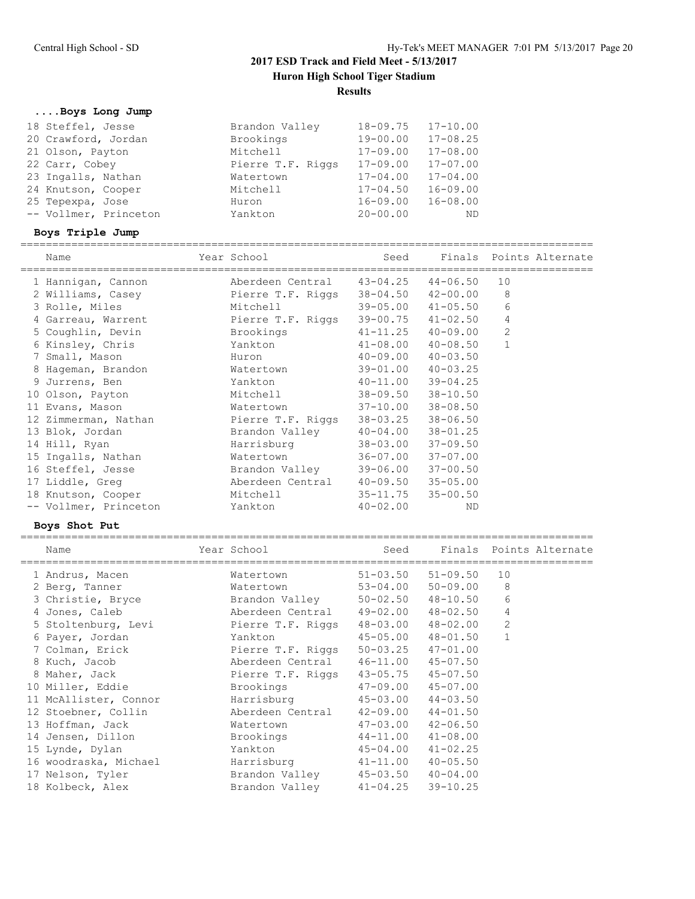# 2017 ESD Track and Field Meet - 5/13/2017

## Huron High School Tiger Stadium

### Results

### ....Boys Long Jump

| Place | Name | School | Seed | Finals |
|---|---|---|---|---|
| 18 | Steffel, Jesse | Brandon Valley | 18-09.75 | 17-10.00 |
| 20 | Crawford, Jordan | Brookings | 19-00.00 | 17-08.25 |
| 21 | Olson, Payton | Mitchell | 17-09.00 | 17-08.00 |
| 22 | Carr, Cobey | Pierre T.F. Riggs | 17-09.00 | 17-07.00 |
| 23 | Ingalls, Nathan | Watertown | 17-04.00 | 17-04.00 |
| 24 | Knutson, Cooper | Mitchell | 17-04.50 | 16-09.00 |
| 25 | Tepexpa, Jose | Huron | 16-09.00 | 16-08.00 |
| -- | Vollmer, Princeton | Yankton | 20-00.00 | ND |

### Boys Triple Jump

| Place | Name | Year | School | Seed | Finals | Points | Alternate |
|---|---|---|---|---|---|---|---|
| 1 | Hannigan, Cannon | | Aberdeen Central | 43-04.25 | 44-06.50 | 10 | |
| 2 | Williams, Casey | | Pierre T.F. Riggs | 38-04.50 | 42-00.00 | 8 | |
| 3 | Rolle, Miles | | Mitchell | 39-05.00 | 41-05.50 | 6 | |
| 4 | Garreau, Warrent | | Pierre T.F. Riggs | 39-00.75 | 41-02.50 | 4 | |
| 5 | Coughlin, Devin | | Brookings | 41-11.25 | 40-09.00 | 2 | |
| 6 | Kinsley, Chris | | Yankton | 41-08.00 | 40-08.50 | 1 | |
| 7 | Small, Mason | | Huron | 40-09.00 | 40-03.50 | | |
| 8 | Hageman, Brandon | | Watertown | 39-01.00 | 40-03.25 | | |
| 9 | Jurrens, Ben | | Yankton | 40-11.00 | 39-04.25 | | |
| 10 | Olson, Payton | | Mitchell | 38-09.50 | 38-10.50 | | |
| 11 | Evans, Mason | | Watertown | 37-10.00 | 38-08.50 | | |
| 12 | Zimmerman, Nathan | | Pierre T.F. Riggs | 38-03.25 | 38-06.50 | | |
| 13 | Blok, Jordan | | Brandon Valley | 40-04.00 | 38-01.25 | | |
| 14 | Hill, Ryan | | Harrisburg | 38-03.00 | 37-09.50 | | |
| 15 | Ingalls, Nathan | | Watertown | 36-07.00 | 37-07.00 | | |
| 16 | Steffel, Jesse | | Brandon Valley | 39-06.00 | 37-00.50 | | |
| 17 | Liddle, Greg | | Aberdeen Central | 40-09.50 | 35-05.00 | | |
| 18 | Knutson, Cooper | | Mitchell | 35-11.75 | 35-00.50 | | |
| -- | Vollmer, Princeton | | Yankton | 40-02.00 | ND | | |

### Boys Shot Put

| Place | Name | Year | School | Seed | Finals | Points | Alternate |
|---|---|---|---|---|---|---|---|
| 1 | Andrus, Macen | | Watertown | 51-03.50 | 51-09.50 | 10 | |
| 2 | Berg, Tanner | | Watertown | 53-04.00 | 50-09.00 | 8 | |
| 3 | Christie, Bryce | | Brandon Valley | 50-02.50 | 48-10.50 | 6 | |
| 4 | Jones, Caleb | | Aberdeen Central | 49-02.00 | 48-02.50 | 4 | |
| 5 | Stoltenburg, Levi | | Pierre T.F. Riggs | 48-03.00 | 48-02.00 | 2 | |
| 6 | Payer, Jordan | | Yankton | 45-05.00 | 48-01.50 | 1 | |
| 7 | Colman, Erick | | Pierre T.F. Riggs | 50-03.25 | 47-01.00 | | |
| 8 | Kuch, Jacob | | Aberdeen Central | 46-11.00 | 45-07.50 | | |
| 8 | Maher, Jack | | Pierre T.F. Riggs | 43-05.75 | 45-07.50 | | |
| 10 | Miller, Eddie | | Brookings | 47-09.00 | 45-07.00 | | |
| 11 | McAllister, Connor | | Harrisburg | 45-03.00 | 44-03.50 | | |
| 12 | Stoebner, Collin | | Aberdeen Central | 42-09.00 | 44-01.50 | | |
| 13 | Hoffman, Jack | | Watertown | 47-03.00 | 42-06.50 | | |
| 14 | Jensen, Dillon | | Brookings | 44-11.00 | 41-08.00 | | |
| 15 | Lynde, Dylan | | Yankton | 45-04.00 | 41-02.25 | | |
| 16 | woodraska, Michael | | Harrisburg | 41-11.00 | 40-05.50 | | |
| 17 | Nelson, Tyler | | Brandon Valley | 45-03.50 | 40-04.00 | | |
| 18 | Kolbeck, Alex | | Brandon Valley | 41-04.25 | 39-10.25 | | |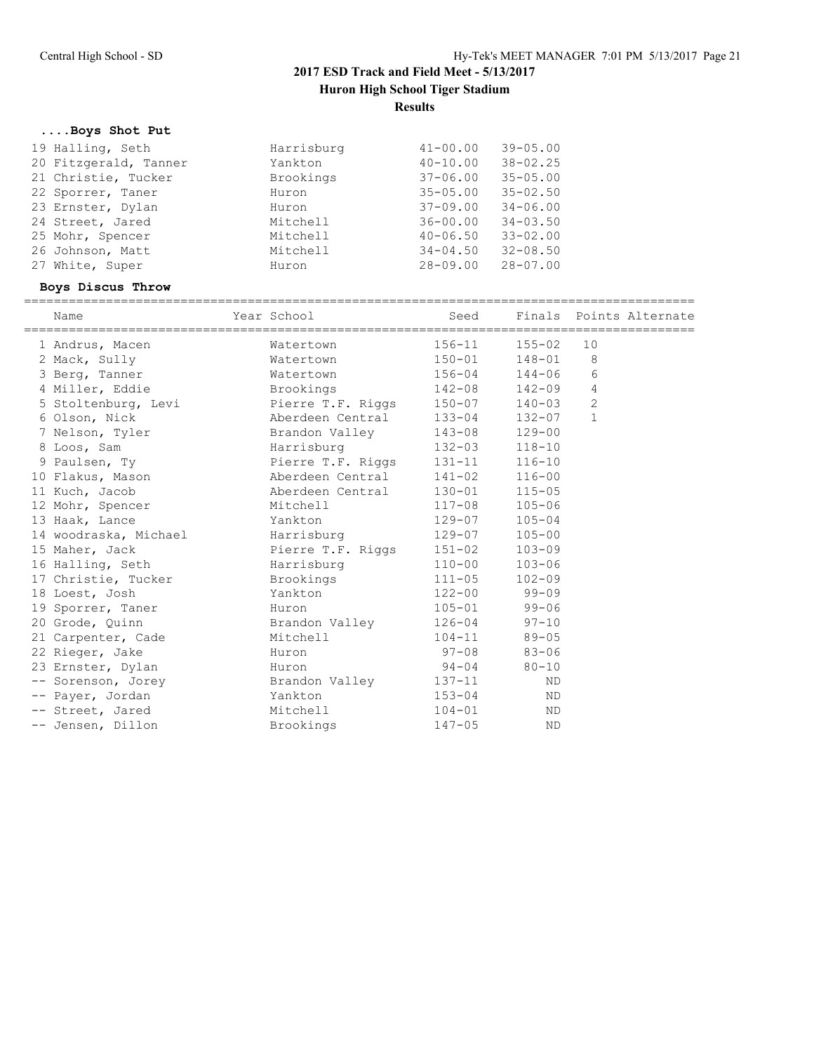## 2017 ESD Track and Field Meet - 5/13/2017

**Huron High School Tiger Stadium**

**Results**

### ....Boys Shot Put

| | | | | |
|---|---|---|---|---|
| 19 | Halling, Seth | Harrisburg | 41-00.00 | 39-05.00 |
| 20 | Fitzgerald, Tanner | Yankton | 40-10.00 | 38-02.25 |
| 21 | Christie, Tucker | Brookings | 37-06.00 | 35-05.00 |
| 22 | Sporrer, Taner | Huron | 35-05.00 | 35-02.50 |
| 23 | Ernster, Dylan | Huron | 37-09.00 | 34-06.00 |
| 24 | Street, Jared | Mitchell | 36-00.00 | 34-03.50 |
| 25 | Mohr, Spencer | Mitchell | 40-06.50 | 33-02.00 |
| 26 | Johnson, Matt | Mitchell | 34-04.50 | 32-08.50 |
| 27 | White, Super | Huron | 28-09.00 | 28-07.00 |

### Boys Discus Throw

| | Name | Year | School | Seed | Finals | Points | Alternate |
|---|---|---|---|---|---|---|---|
| 1 | Andrus, Macen | | Watertown | 156-11 | 155-02 | 10 | |
| 2 | Mack, Sully | | Watertown | 150-01 | 148-01 | 8 | |
| 3 | Berg, Tanner | | Watertown | 156-04 | 144-06 | 6 | |
| 4 | Miller, Eddie | | Brookings | 142-08 | 142-09 | 4 | |
| 5 | Stoltenburg, Levi | | Pierre T.F. Riggs | 150-07 | 140-03 | 2 | |
| 6 | Olson, Nick | | Aberdeen Central | 133-04 | 132-07 | 1 | |
| 7 | Nelson, Tyler | | Brandon Valley | 143-08 | 129-00 | | |
| 8 | Loos, Sam | | Harrisburg | 132-03 | 118-10 | | |
| 9 | Paulsen, Ty | | Pierre T.F. Riggs | 131-11 | 116-10 | | |
| 10 | Flakus, Mason | | Aberdeen Central | 141-02 | 116-00 | | |
| 11 | Kuch, Jacob | | Aberdeen Central | 130-01 | 115-05 | | |
| 12 | Mohr, Spencer | | Mitchell | 117-08 | 105-06 | | |
| 13 | Haak, Lance | | Yankton | 129-07 | 105-04 | | |
| 14 | woodraska, Michael | | Harrisburg | 129-07 | 105-00 | | |
| 15 | Maher, Jack | | Pierre T.F. Riggs | 151-02 | 103-09 | | |
| 16 | Halling, Seth | | Harrisburg | 110-00 | 103-06 | | |
| 17 | Christie, Tucker | | Brookings | 111-05 | 102-09 | | |
| 18 | Loest, Josh | | Yankton | 122-00 | 99-09 | | |
| 19 | Sporrer, Taner | | Huron | 105-01 | 99-06 | | |
| 20 | Grode, Quinn | | Brandon Valley | 126-04 | 97-10 | | |
| 21 | Carpenter, Cade | | Mitchell | 104-11 | 89-05 | | |
| 22 | Rieger, Jake | | Huron | 97-08 | 83-06 | | |
| 23 | Ernster, Dylan | | Huron | 94-04 | 80-10 | | |
| -- | Sorenson, Jorey | | Brandon Valley | 137-11 | ND | | |
| -- | Payer, Jordan | | Yankton | 153-04 | ND | | |
| -- | Street, Jared | | Mitchell | 104-01 | ND | | |
| -- | Jensen, Dillon | | Brookings | 147-05 | ND | | |